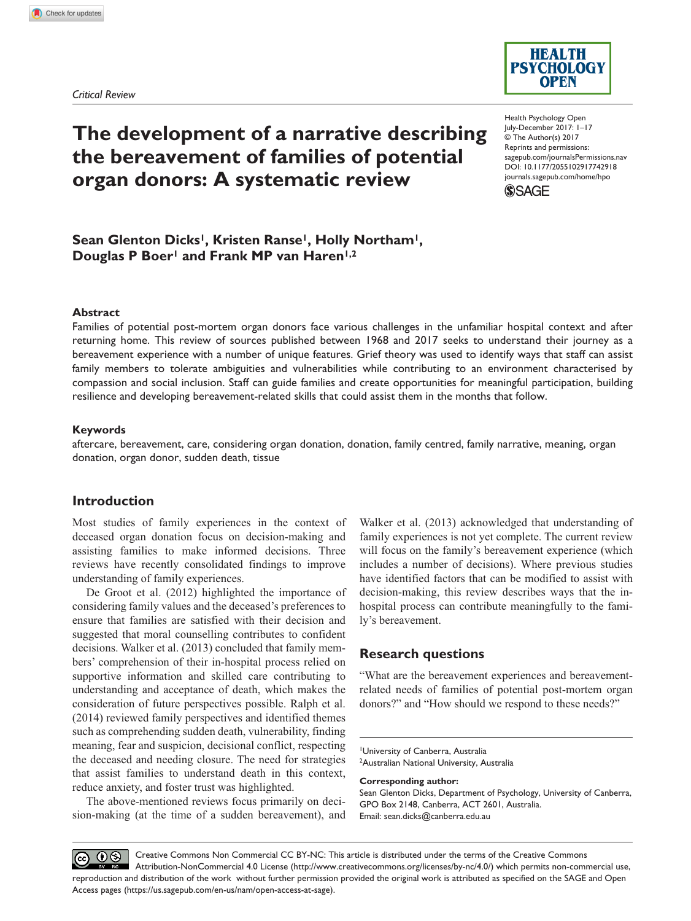*Critical Review*

# The development of a narrative describing the bereavement of families of potential organ donors: A systematic review

Health Psychology Open
July-December 2017: 1–17
© The Author(s) 2017
Reprints and permissions:
sagepub.com/journalsPermissions.nav
DOI: 10.1177/2055102917742918
journals.sagepub.com/home/hpo

**Sean Glenton Dicks[1], Kristen Ranse[1], Holly Northam[1], Douglas P Boer[1] and Frank MP van Haren[1,2]**

### Abstract

Families of potential post-mortem organ donors face various challenges in the unfamiliar hospital context and after returning home. This review of sources published between 1968 and 2017 seeks to understand their journey as a bereavement experience with a number of unique features. Grief theory was used to identify ways that staff can assist family members to tolerate ambiguities and vulnerabilities while contributing to an environment characterised by compassion and social inclusion. Staff can guide families and create opportunities for meaningful participation, building resilience and developing bereavement-related skills that could assist them in the months that follow.

### Keywords

aftercare, bereavement, care, considering organ donation, donation, family centred, family narrative, meaning, organ donation, organ donor, sudden death, tissue

## Introduction

Most studies of family experiences in the context of deceased organ donation focus on decision-making and assisting families to make informed decisions. Three reviews have recently consolidated findings to improve understanding of family experiences.

De Groot et al. (2012) highlighted the importance of considering family values and the deceased's preferences to ensure that families are satisfied with their decision and suggested that moral counselling contributes to confident decisions. Walker et al. (2013) concluded that family members' comprehension of their in-hospital process relied on supportive information and skilled care contributing to understanding and acceptance of death, which makes the consideration of future perspectives possible. Ralph et al. (2014) reviewed family perspectives and identified themes such as comprehending sudden death, vulnerability, finding meaning, fear and suspicion, decisional conflict, respecting the deceased and needing closure. The need for strategies that assist families to understand death in this context, reduce anxiety, and foster trust was highlighted.

The above-mentioned reviews focus primarily on decision-making (at the time of a sudden bereavement), and Walker et al. (2013) acknowledged that understanding of family experiences is not yet complete. The current review will focus on the family's bereavement experience (which includes a number of decisions). Where previous studies have identified factors that can be modified to assist with decision-making, this review describes ways that the in-hospital process can contribute meaningfully to the family's bereavement.

## Research questions

"What are the bereavement experiences and bereavement-related needs of families of potential post-mortem organ donors?" and "How should we respond to these needs?"

[1]University of Canberra, Australia
[2]Australian National University, Australia

**Corresponding author:**
Sean Glenton Dicks, Department of Psychology, University of Canberra, GPO Box 2148, Canberra, ACT 2601, Australia.
Email: sean.dicks@canberra.edu.au

Creative Commons Non Commercial CC BY-NC: This article is distributed under the terms of the Creative Commons Attribution-NonCommercial 4.0 License (http://www.creativecommons.org/licenses/by-nc/4.0/) which permits non-commercial use, reproduction and distribution of the work without further permission provided the original work is attributed as specified on the SAGE and Open Access pages (https://us.sagepub.com/en-us/nam/open-access-at-sage).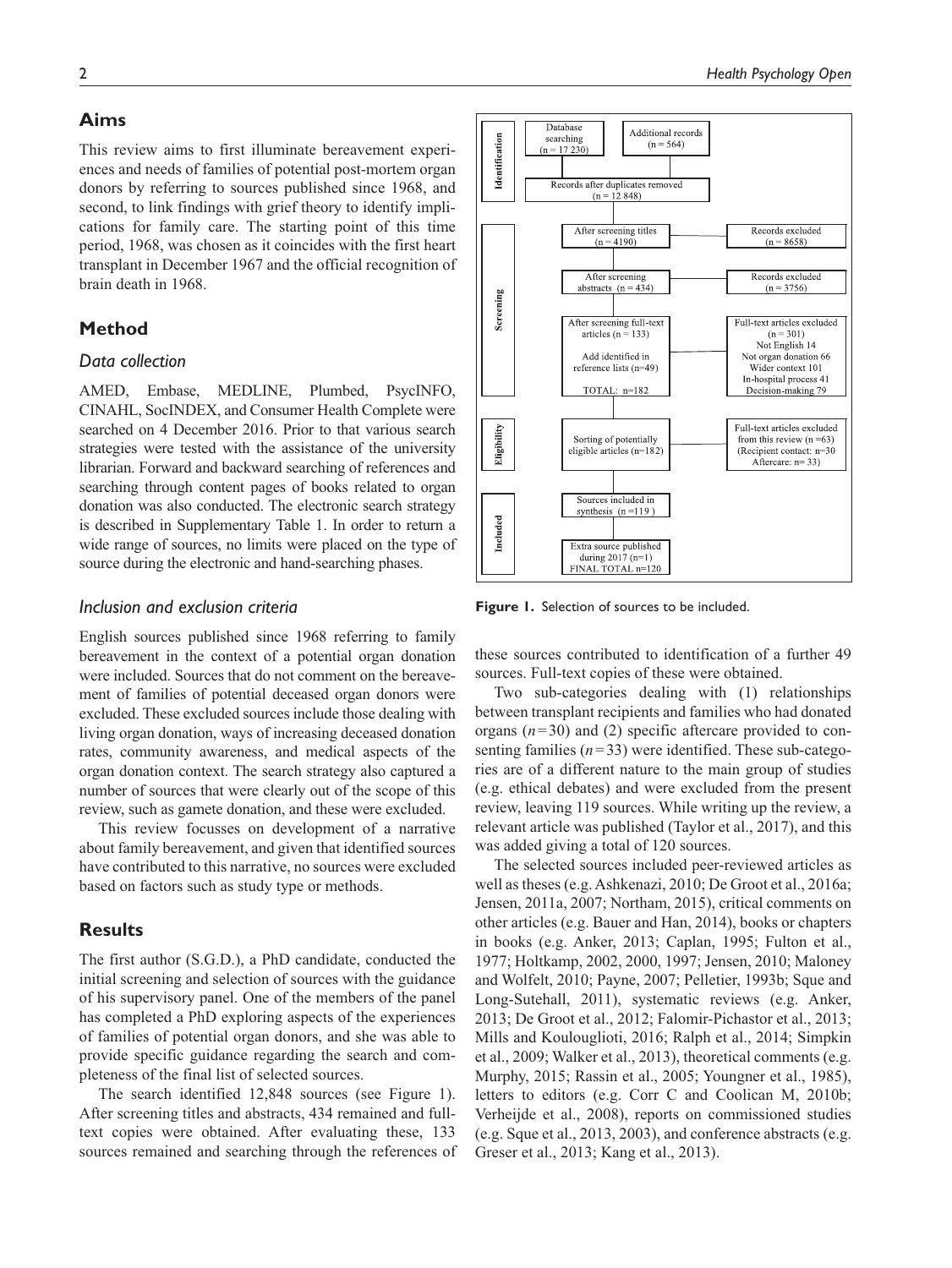## Aims

This review aims to first illuminate bereavement experiences and needs of families of potential post-mortem organ donors by referring to sources published since 1968, and second, to link findings with grief theory to identify implications for family care. The starting point of this time period, 1968, was chosen as it coincides with the first heart transplant in December 1967 and the official recognition of brain death in 1968.

## Method

### Data collection

AMED, Embase, MEDLINE, Plumbed, PsycINFO, CINAHL, SocINDEX, and Consumer Health Complete were searched on 4 December 2016. Prior to that various search strategies were tested with the assistance of the university librarian. Forward and backward searching of references and searching through content pages of books related to organ donation was also conducted. The electronic search strategy is described in Supplementary Table 1. In order to return a wide range of sources, no limits were placed on the type of source during the electronic and hand-searching phases.

### Inclusion and exclusion criteria

English sources published since 1968 referring to family bereavement in the context of a potential organ donation were included. Sources that do not comment on the bereavement of families of potential deceased organ donors were excluded. These excluded sources include those dealing with living organ donation, ways of increasing deceased donation rates, community awareness, and medical aspects of the organ donation context. The search strategy also captured a number of sources that were clearly out of the scope of this review, such as gamete donation, and these were excluded.

This review focusses on development of a narrative about family bereavement, and given that identified sources have contributed to this narrative, no sources were excluded based on factors such as study type or methods.

## Results

The first author (S.G.D.), a PhD candidate, conducted the initial screening and selection of sources with the guidance of his supervisory panel. One of the members of the panel has completed a PhD exploring aspects of the experiences of families of potential organ donors, and she was able to provide specific guidance regarding the search and completeness of the final list of selected sources.

The search identified 12,848 sources (see Figure 1). After screening titles and abstracts, 434 remained and full-text copies were obtained. After evaluating these, 133 sources remained and searching through the references of these sources contributed to identification of a further 49 sources. Full-text copies of these were obtained.

Identification: Database searching (n = 17 230); Additional records (n = 564); Records after duplicates removed (n = 12 848)

Screening: After screening titles (n = 4190) → Records excluded (n = 8658); After screening abstracts (n = 434) → Records excluded (n = 3756); After screening full-text articles (n = 133), Add identified in reference lists (n=49), TOTAL: n=182 → Full-text articles excluded (n = 301): Not English 14, Not organ donation 66, Wider context 101, In-hospital process 41, Decision-making 79

Eligibility: Sorting of potentially eligible articles (n=182) → Full-text articles excluded from this review (n =63) (Recipient contact: n=30, Aftercare: n= 33)

Included: Sources included in synthesis (n =119 ); Extra source published during 2017 (n=1); FINAL TOTAL n=120

**Figure 1.** Selection of sources to be included.

Two sub-categories dealing with (1) relationships between transplant recipients and families who had donated organs ($n=30$) and (2) specific aftercare provided to consenting families ($n=33$) were identified. These sub-categories are of a different nature to the main group of studies (e.g. ethical debates) and were excluded from the present review, leaving 119 sources. While writing up the review, a relevant article was published (Taylor et al., 2017), and this was added giving a total of 120 sources.

The selected sources included peer-reviewed articles as well as theses (e.g. Ashkenazi, 2010; De Groot et al., 2016a; Jensen, 2011a, 2007; Northam, 2015), critical comments on other articles (e.g. Bauer and Han, 2014), books or chapters in books (e.g. Anker, 2013; Caplan, 1995; Fulton et al., 1977; Holtkamp, 2002, 2000, 1997; Jensen, 2010; Maloney and Wolfelt, 2010; Payne, 2007; Pelletier, 1993b; Sque and Long-Sutehall, 2011), systematic reviews (e.g. Anker, 2013; De Groot et al., 2012; Falomir-Pichastor et al., 2013; Mills and Koulouglioti, 2016; Ralph et al., 2014; Simpkin et al., 2009; Walker et al., 2013), theoretical comments (e.g. Murphy, 2015; Rassin et al., 2005; Youngner et al., 1985), letters to editors (e.g. Corr C and Coolican M, 2010b; Verheijde et al., 2008), reports on commissioned studies (e.g. Sque et al., 2013, 2003), and conference abstracts (e.g. Greser et al., 2013; Kang et al., 2013).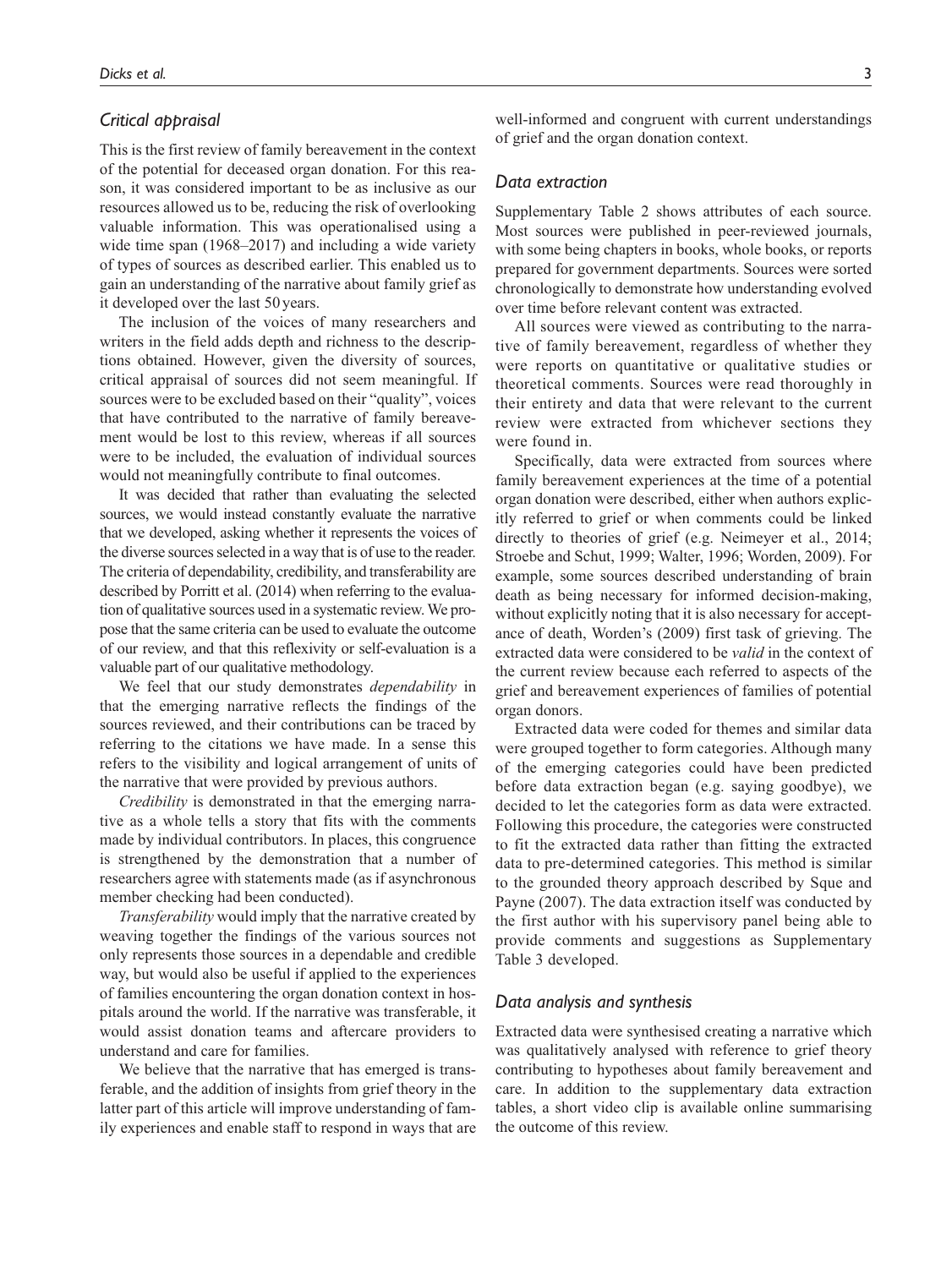### *Critical appraisal*

This is the first review of family bereavement in the context of the potential for deceased organ donation. For this reason, it was considered important to be as inclusive as our resources allowed us to be, reducing the risk of overlooking valuable information. This was operationalised using a wide time span (1968–2017) and including a wide variety of types of sources as described earlier. This enabled us to gain an understanding of the narrative about family grief as it developed over the last 50 years.

The inclusion of the voices of many researchers and writers in the field adds depth and richness to the descriptions obtained. However, given the diversity of sources, critical appraisal of sources did not seem meaningful. If sources were to be excluded based on their "quality", voices that have contributed to the narrative of family bereavement would be lost to this review, whereas if all sources were to be included, the evaluation of individual sources would not meaningfully contribute to final outcomes.

It was decided that rather than evaluating the selected sources, we would instead constantly evaluate the narrative that we developed, asking whether it represents the voices of the diverse sources selected in a way that is of use to the reader. The criteria of dependability, credibility, and transferability are described by Porritt et al. (2014) when referring to the evaluation of qualitative sources used in a systematic review. We propose that the same criteria can be used to evaluate the outcome of our review, and that this reflexivity or self-evaluation is a valuable part of our qualitative methodology.

We feel that our study demonstrates *dependability* in that the emerging narrative reflects the findings of the sources reviewed, and their contributions can be traced by referring to the citations we have made. In a sense this refers to the visibility and logical arrangement of units of the narrative that were provided by previous authors.

*Credibility* is demonstrated in that the emerging narrative as a whole tells a story that fits with the comments made by individual contributors. In places, this congruence is strengthened by the demonstration that a number of researchers agree with statements made (as if asynchronous member checking had been conducted).

*Transferability* would imply that the narrative created by weaving together the findings of the various sources not only represents those sources in a dependable and credible way, but would also be useful if applied to the experiences of families encountering the organ donation context in hospitals around the world. If the narrative was transferable, it would assist donation teams and aftercare providers to understand and care for families.

We believe that the narrative that has emerged is transferable, and the addition of insights from grief theory in the latter part of this article will improve understanding of family experiences and enable staff to respond in ways that are well-informed and congruent with current understandings of grief and the organ donation context.

### *Data extraction*

Supplementary Table 2 shows attributes of each source. Most sources were published in peer-reviewed journals, with some being chapters in books, whole books, or reports prepared for government departments. Sources were sorted chronologically to demonstrate how understanding evolved over time before relevant content was extracted.

All sources were viewed as contributing to the narrative of family bereavement, regardless of whether they were reports on quantitative or qualitative studies or theoretical comments. Sources were read thoroughly in their entirety and data that were relevant to the current review were extracted from whichever sections they were found in.

Specifically, data were extracted from sources where family bereavement experiences at the time of a potential organ donation were described, either when authors explicitly referred to grief or when comments could be linked directly to theories of grief (e.g. Neimeyer et al., 2014; Stroebe and Schut, 1999; Walter, 1996; Worden, 2009). For example, some sources described understanding of brain death as being necessary for informed decision-making, without explicitly noting that it is also necessary for acceptance of death, Worden's (2009) first task of grieving. The extracted data were considered to be *valid* in the context of the current review because each referred to aspects of the grief and bereavement experiences of families of potential organ donors.

Extracted data were coded for themes and similar data were grouped together to form categories. Although many of the emerging categories could have been predicted before data extraction began (e.g. saying goodbye), we decided to let the categories form as data were extracted. Following this procedure, the categories were constructed to fit the extracted data rather than fitting the extracted data to pre-determined categories. This method is similar to the grounded theory approach described by Sque and Payne (2007). The data extraction itself was conducted by the first author with his supervisory panel being able to provide comments and suggestions as Supplementary Table 3 developed.

### *Data analysis and synthesis*

Extracted data were synthesised creating a narrative which was qualitatively analysed with reference to grief theory contributing to hypotheses about family bereavement and care. In addition to the supplementary data extraction tables, a short video clip is available online summarising the outcome of this review.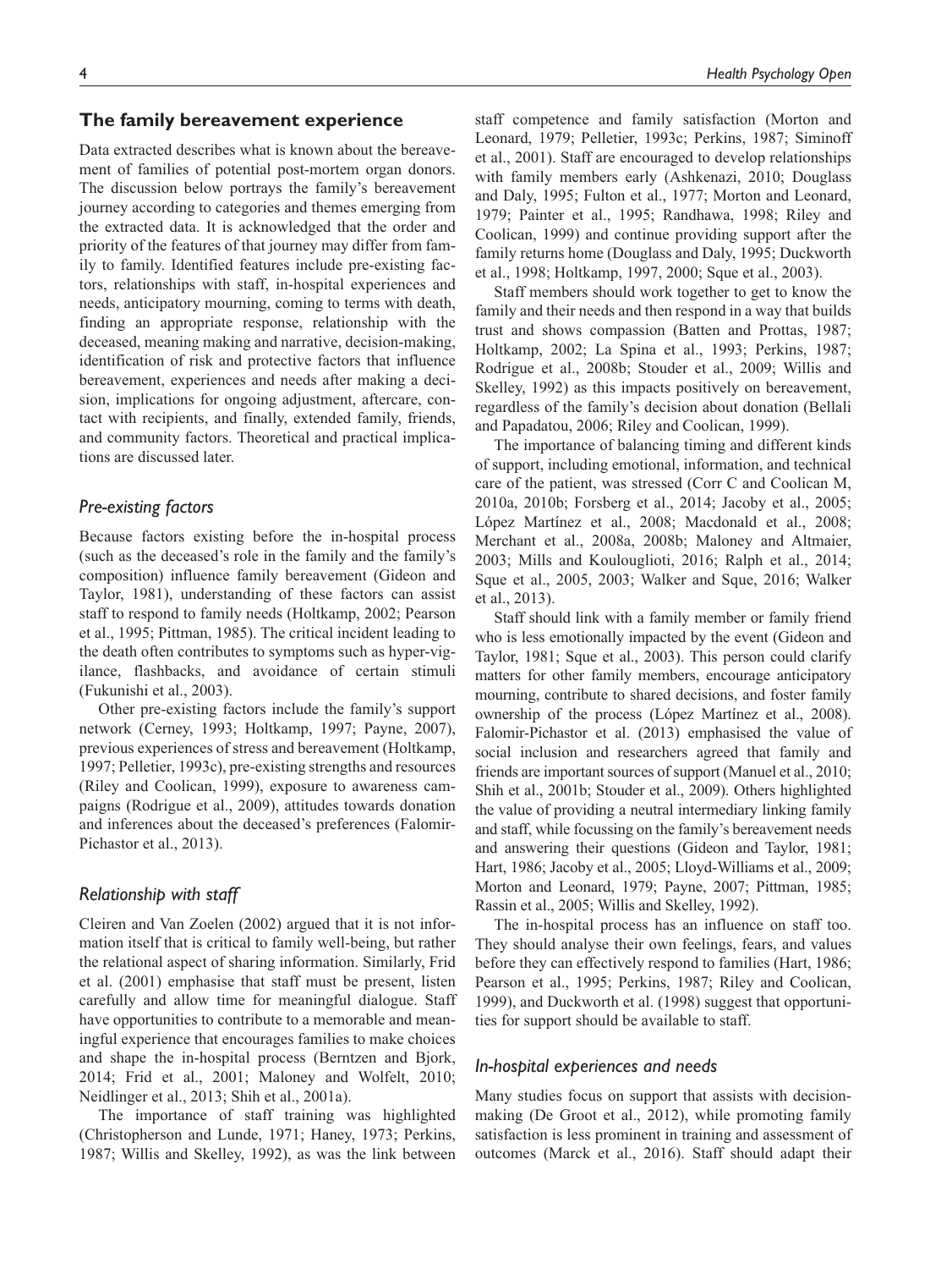## The family bereavement experience

Data extracted describes what is known about the bereavement of families of potential post-mortem organ donors. The discussion below portrays the family's bereavement journey according to categories and themes emerging from the extracted data. It is acknowledged that the order and priority of the features of that journey may differ from family to family. Identified features include pre-existing factors, relationships with staff, in-hospital experiences and needs, anticipatory mourning, coming to terms with death, finding an appropriate response, relationship with the deceased, meaning making and narrative, decision-making, identification of risk and protective factors that influence bereavement, experiences and needs after making a decision, implications for ongoing adjustment, aftercare, contact with recipients, and finally, extended family, friends, and community factors. Theoretical and practical implications are discussed later.

### *Pre-existing factors*

Because factors existing before the in-hospital process (such as the deceased's role in the family and the family's composition) influence family bereavement (Gideon and Taylor, 1981), understanding of these factors can assist staff to respond to family needs (Holtkamp, 2002; Pearson et al., 1995; Pittman, 1985). The critical incident leading to the death often contributes to symptoms such as hyper-vigilance, flashbacks, and avoidance of certain stimuli (Fukunishi et al., 2003).

Other pre-existing factors include the family's support network (Cerney, 1993; Holtkamp, 1997; Payne, 2007), previous experiences of stress and bereavement (Holtkamp, 1997; Pelletier, 1993c), pre-existing strengths and resources (Riley and Coolican, 1999), exposure to awareness campaigns (Rodrigue et al., 2009), attitudes towards donation and inferences about the deceased's preferences (Falomir-Pichastor et al., 2013).

### *Relationship with staff*

Cleiren and Van Zoelen (2002) argued that it is not information itself that is critical to family well-being, but rather the relational aspect of sharing information. Similarly, Frid et al. (2001) emphasise that staff must be present, listen carefully and allow time for meaningful dialogue. Staff have opportunities to contribute to a memorable and meaningful experience that encourages families to make choices and shape the in-hospital process (Berntzen and Bjork, 2014; Frid et al., 2001; Maloney and Wolfelt, 2010; Neidlinger et al., 2013; Shih et al., 2001a).

The importance of staff training was highlighted (Christopherson and Lunde, 1971; Haney, 1973; Perkins, 1987; Willis and Skelley, 1992), as was the link between staff competence and family satisfaction (Morton and Leonard, 1979; Pelletier, 1993c; Perkins, 1987; Siminoff et al., 2001). Staff are encouraged to develop relationships with family members early (Ashkenazi, 2010; Douglass and Daly, 1995; Fulton et al., 1977; Morton and Leonard, 1979; Painter et al., 1995; Randhawa, 1998; Riley and Coolican, 1999) and continue providing support after the family returns home (Douglass and Daly, 1995; Duckworth et al., 1998; Holtkamp, 1997, 2000; Sque et al., 2003).

Staff members should work together to get to know the family and their needs and then respond in a way that builds trust and shows compassion (Batten and Prottas, 1987; Holtkamp, 2002; La Spina et al., 1993; Perkins, 1987; Rodrigue et al., 2008b; Stouder et al., 2009; Willis and Skelley, 1992) as this impacts positively on bereavement, regardless of the family's decision about donation (Bellali and Papadatou, 2006; Riley and Coolican, 1999).

The importance of balancing timing and different kinds of support, including emotional, information, and technical care of the patient, was stressed (Corr C and Coolican M, 2010a, 2010b; Forsberg et al., 2014; Jacoby et al., 2005; López Martínez et al., 2008; Macdonald et al., 2008; Merchant et al., 2008a, 2008b; Maloney and Altmaier, 2003; Mills and Koulouglioti, 2016; Ralph et al., 2014; Sque et al., 2005, 2003; Walker and Sque, 2016; Walker et al., 2013).

Staff should link with a family member or family friend who is less emotionally impacted by the event (Gideon and Taylor, 1981; Sque et al., 2003). This person could clarify matters for other family members, encourage anticipatory mourning, contribute to shared decisions, and foster family ownership of the process (López Martínez et al., 2008). Falomir-Pichastor et al. (2013) emphasised the value of social inclusion and researchers agreed that family and friends are important sources of support (Manuel et al., 2010; Shih et al., 2001b; Stouder et al., 2009). Others highlighted the value of providing a neutral intermediary linking family and staff, while focussing on the family's bereavement needs and answering their questions (Gideon and Taylor, 1981; Hart, 1986; Jacoby et al., 2005; Lloyd-Williams et al., 2009; Morton and Leonard, 1979; Payne, 2007; Pittman, 1985; Rassin et al., 2005; Willis and Skelley, 1992).

The in-hospital process has an influence on staff too. They should analyse their own feelings, fears, and values before they can effectively respond to families (Hart, 1986; Pearson et al., 1995; Perkins, 1987; Riley and Coolican, 1999), and Duckworth et al. (1998) suggest that opportunities for support should be available to staff.

### *In-hospital experiences and needs*

Many studies focus on support that assists with decision-making (De Groot et al., 2012), while promoting family satisfaction is less prominent in training and assessment of outcomes (Marck et al., 2016). Staff should adapt their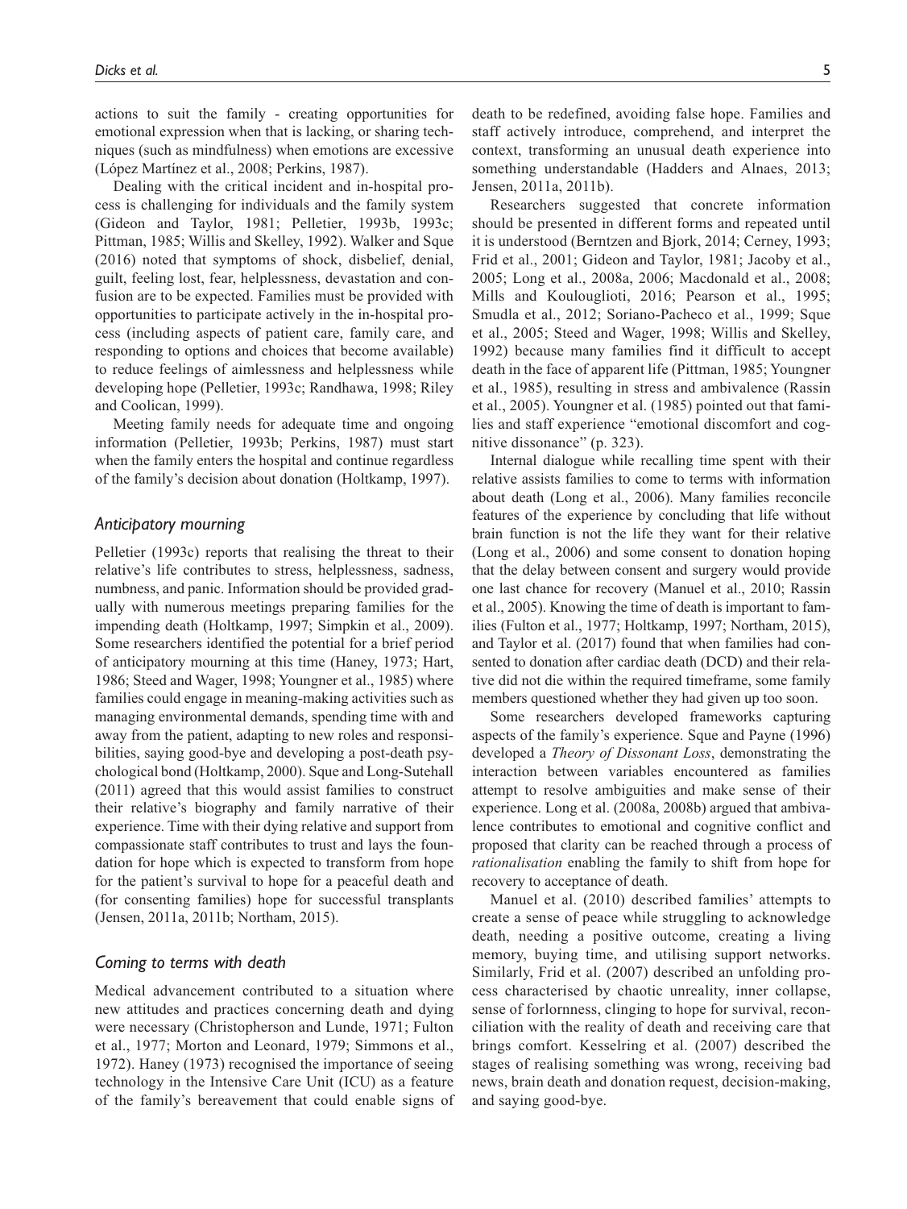actions to suit the family - creating opportunities for emotional expression when that is lacking, or sharing techniques (such as mindfulness) when emotions are excessive (López Martínez et al., 2008; Perkins, 1987).

Dealing with the critical incident and in-hospital process is challenging for individuals and the family system (Gideon and Taylor, 1981; Pelletier, 1993b, 1993c; Pittman, 1985; Willis and Skelley, 1992). Walker and Sque (2016) noted that symptoms of shock, disbelief, denial, guilt, feeling lost, fear, helplessness, devastation and confusion are to be expected. Families must be provided with opportunities to participate actively in the in-hospital process (including aspects of patient care, family care, and responding to options and choices that become available) to reduce feelings of aimlessness and helplessness while developing hope (Pelletier, 1993c; Randhawa, 1998; Riley and Coolican, 1999).

Meeting family needs for adequate time and ongoing information (Pelletier, 1993b; Perkins, 1987) must start when the family enters the hospital and continue regardless of the family's decision about donation (Holtkamp, 1997).

### *Anticipatory mourning*

Pelletier (1993c) reports that realising the threat to their relative's life contributes to stress, helplessness, sadness, numbness, and panic. Information should be provided gradually with numerous meetings preparing families for the impending death (Holtkamp, 1997; Simpkin et al., 2009). Some researchers identified the potential for a brief period of anticipatory mourning at this time (Haney, 1973; Hart, 1986; Steed and Wager, 1998; Youngner et al., 1985) where families could engage in meaning-making activities such as managing environmental demands, spending time with and away from the patient, adapting to new roles and responsibilities, saying good-bye and developing a post-death psychological bond (Holtkamp, 2000). Sque and Long-Sutehall (2011) agreed that this would assist families to construct their relative's biography and family narrative of their experience. Time with their dying relative and support from compassionate staff contributes to trust and lays the foundation for hope which is expected to transform from hope for the patient's survival to hope for a peaceful death and (for consenting families) hope for successful transplants (Jensen, 2011a, 2011b; Northam, 2015).

### *Coming to terms with death*

Medical advancement contributed to a situation where new attitudes and practices concerning death and dying were necessary (Christopherson and Lunde, 1971; Fulton et al., 1977; Morton and Leonard, 1979; Simmons et al., 1972). Haney (1973) recognised the importance of seeing technology in the Intensive Care Unit (ICU) as a feature of the family's bereavement that could enable signs of death to be redefined, avoiding false hope. Families and staff actively introduce, comprehend, and interpret the context, transforming an unusual death experience into something understandable (Hadders and Alnaes, 2013; Jensen, 2011a, 2011b).

Researchers suggested that concrete information should be presented in different forms and repeated until it is understood (Berntzen and Bjork, 2014; Cerney, 1993; Frid et al., 2001; Gideon and Taylor, 1981; Jacoby et al., 2005; Long et al., 2008a, 2006; Macdonald et al., 2008; Mills and Koulouglioti, 2016; Pearson et al., 1995; Smudla et al., 2012; Soriano-Pacheco et al., 1999; Sque et al., 2005; Steed and Wager, 1998; Willis and Skelley, 1992) because many families find it difficult to accept death in the face of apparent life (Pittman, 1985; Youngner et al., 1985), resulting in stress and ambivalence (Rassin et al., 2005). Youngner et al. (1985) pointed out that families and staff experience "emotional discomfort and cognitive dissonance" (p. 323).

Internal dialogue while recalling time spent with their relative assists families to come to terms with information about death (Long et al., 2006). Many families reconcile features of the experience by concluding that life without brain function is not the life they want for their relative (Long et al., 2006) and some consent to donation hoping that the delay between consent and surgery would provide one last chance for recovery (Manuel et al., 2010; Rassin et al., 2005). Knowing the time of death is important to families (Fulton et al., 1977; Holtkamp, 1997; Northam, 2015), and Taylor et al. (2017) found that when families had consented to donation after cardiac death (DCD) and their relative did not die within the required timeframe, some family members questioned whether they had given up too soon.

Some researchers developed frameworks capturing aspects of the family's experience. Sque and Payne (1996) developed a *Theory of Dissonant Loss*, demonstrating the interaction between variables encountered as families attempt to resolve ambiguities and make sense of their experience. Long et al. (2008a, 2008b) argued that ambivalence contributes to emotional and cognitive conflict and proposed that clarity can be reached through a process of *rationalisation* enabling the family to shift from hope for recovery to acceptance of death.

Manuel et al. (2010) described families' attempts to create a sense of peace while struggling to acknowledge death, needing a positive outcome, creating a living memory, buying time, and utilising support networks. Similarly, Frid et al. (2007) described an unfolding process characterised by chaotic unreality, inner collapse, sense of forlornness, clinging to hope for survival, reconciliation with the reality of death and receiving care that brings comfort. Kesselring et al. (2007) described the stages of realising something was wrong, receiving bad news, brain death and donation request, decision-making, and saying good-bye.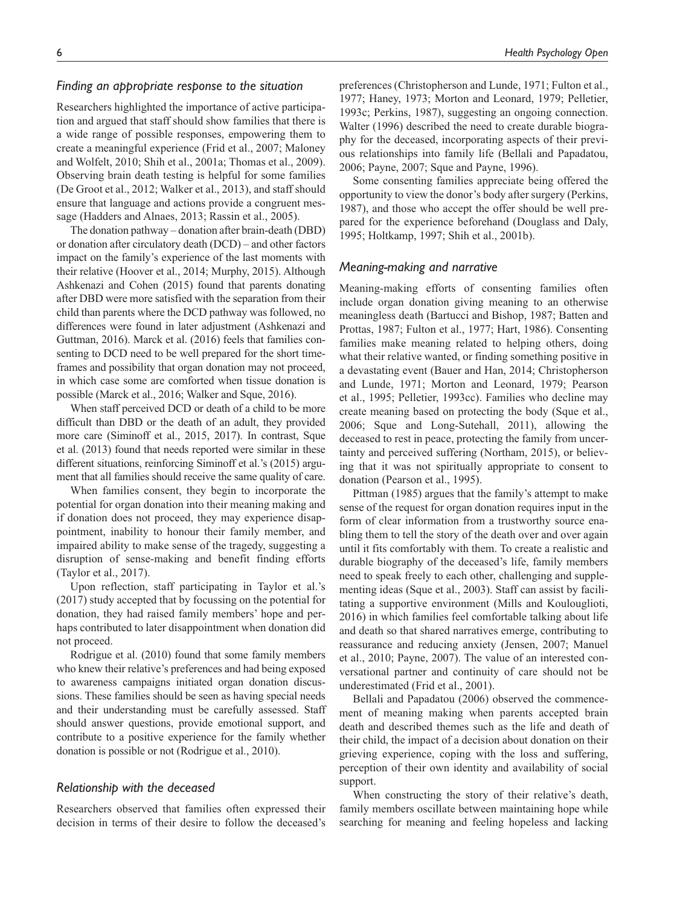### *Finding an appropriate response to the situation*

Researchers highlighted the importance of active participation and argued that staff should show families that there is a wide range of possible responses, empowering them to create a meaningful experience (Frid et al., 2007; Maloney and Wolfelt, 2010; Shih et al., 2001a; Thomas et al., 2009). Observing brain death testing is helpful for some families (De Groot et al., 2012; Walker et al., 2013), and staff should ensure that language and actions provide a congruent message (Hadders and Alnaes, 2013; Rassin et al., 2005).

The donation pathway – donation after brain-death (DBD) or donation after circulatory death (DCD) – and other factors impact on the family's experience of the last moments with their relative (Hoover et al., 2014; Murphy, 2015). Although Ashkenazi and Cohen (2015) found that parents donating after DBD were more satisfied with the separation from their child than parents where the DCD pathway was followed, no differences were found in later adjustment (Ashkenazi and Guttman, 2016). Marck et al. (2016) feels that families consenting to DCD need to be well prepared for the short timeframes and possibility that organ donation may not proceed, in which case some are comforted when tissue donation is possible (Marck et al., 2016; Walker and Sque, 2016).

When staff perceived DCD or death of a child to be more difficult than DBD or the death of an adult, they provided more care (Siminoff et al., 2015, 2017). In contrast, Sque et al. (2013) found that needs reported were similar in these different situations, reinforcing Siminoff et al.'s (2015) argument that all families should receive the same quality of care.

When families consent, they begin to incorporate the potential for organ donation into their meaning making and if donation does not proceed, they may experience disappointment, inability to honour their family member, and impaired ability to make sense of the tragedy, suggesting a disruption of sense-making and benefit finding efforts (Taylor et al., 2017).

Upon reflection, staff participating in Taylor et al.'s (2017) study accepted that by focussing on the potential for donation, they had raised family members' hope and perhaps contributed to later disappointment when donation did not proceed.

Rodrigue et al. (2010) found that some family members who knew their relative's preferences and had being exposed to awareness campaigns initiated organ donation discussions. These families should be seen as having special needs and their understanding must be carefully assessed. Staff should answer questions, provide emotional support, and contribute to a positive experience for the family whether donation is possible or not (Rodrigue et al., 2010).

### *Relationship with the deceased*

Researchers observed that families often expressed their decision in terms of their desire to follow the deceased's preferences (Christopherson and Lunde, 1971; Fulton et al., 1977; Haney, 1973; Morton and Leonard, 1979; Pelletier, 1993c; Perkins, 1987), suggesting an ongoing connection. Walter (1996) described the need to create durable biography for the deceased, incorporating aspects of their previous relationships into family life (Bellali and Papadatou, 2006; Payne, 2007; Sque and Payne, 1996).

Some consenting families appreciate being offered the opportunity to view the donor's body after surgery (Perkins, 1987), and those who accept the offer should be well prepared for the experience beforehand (Douglass and Daly, 1995; Holtkamp, 1997; Shih et al., 2001b).

### *Meaning-making and narrative*

Meaning-making efforts of consenting families often include organ donation giving meaning to an otherwise meaningless death (Bartucci and Bishop, 1987; Batten and Prottas, 1987; Fulton et al., 1977; Hart, 1986). Consenting families make meaning related to helping others, doing what their relative wanted, or finding something positive in a devastating event (Bauer and Han, 2014; Christopherson and Lunde, 1971; Morton and Leonard, 1979; Pearson et al., 1995; Pelletier, 1993cc). Families who decline may create meaning based on protecting the body (Sque et al., 2006; Sque and Long-Sutehall, 2011), allowing the deceased to rest in peace, protecting the family from uncertainty and perceived suffering (Northam, 2015), or believing that it was not spiritually appropriate to consent to donation (Pearson et al., 1995).

Pittman (1985) argues that the family's attempt to make sense of the request for organ donation requires input in the form of clear information from a trustworthy source enabling them to tell the story of the death over and over again until it fits comfortably with them. To create a realistic and durable biography of the deceased's life, family members need to speak freely to each other, challenging and supplementing ideas (Sque et al., 2003). Staff can assist by facilitating a supportive environment (Mills and Koulouglioti, 2016) in which families feel comfortable talking about life and death so that shared narratives emerge, contributing to reassurance and reducing anxiety (Jensen, 2007; Manuel et al., 2010; Payne, 2007). The value of an interested conversational partner and continuity of care should not be underestimated (Frid et al., 2001).

Bellali and Papadatou (2006) observed the commencement of meaning making when parents accepted brain death and described themes such as the life and death of their child, the impact of a decision about donation on their grieving experience, coping with the loss and suffering, perception of their own identity and availability of social support.

When constructing the story of their relative's death, family members oscillate between maintaining hope while searching for meaning and feeling hopeless and lacking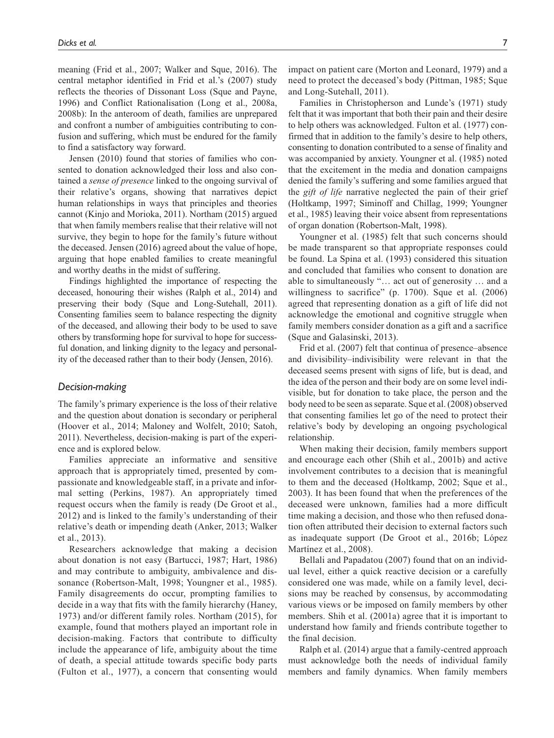meaning (Frid et al., 2007; Walker and Sque, 2016). The central metaphor identified in Frid et al.'s (2007) study reflects the theories of Dissonant Loss (Sque and Payne, 1996) and Conflict Rationalisation (Long et al., 2008a, 2008b): In the anteroom of death, families are unprepared and confront a number of ambiguities contributing to confusion and suffering, which must be endured for the family to find a satisfactory way forward.

Jensen (2010) found that stories of families who consented to donation acknowledged their loss and also contained a *sense of presence* linked to the ongoing survival of their relative's organs, showing that narratives depict human relationships in ways that principles and theories cannot (Kinjo and Morioka, 2011). Northam (2015) argued that when family members realise that their relative will not survive, they begin to hope for the family's future without the deceased. Jensen (2016) agreed about the value of hope, arguing that hope enabled families to create meaningful and worthy deaths in the midst of suffering.

Findings highlighted the importance of respecting the deceased, honouring their wishes (Ralph et al., 2014) and preserving their body (Sque and Long-Sutehall, 2011). Consenting families seem to balance respecting the dignity of the deceased, and allowing their body to be used to save others by transforming hope for survival to hope for successful donation, and linking dignity to the legacy and personality of the deceased rather than to their body (Jensen, 2016).

### *Decision-making*

The family's primary experience is the loss of their relative and the question about donation is secondary or peripheral (Hoover et al., 2014; Maloney and Wolfelt, 2010; Satoh, 2011). Nevertheless, decision-making is part of the experience and is explored below.

Families appreciate an informative and sensitive approach that is appropriately timed, presented by compassionate and knowledgeable staff, in a private and informal setting (Perkins, 1987). An appropriately timed request occurs when the family is ready (De Groot et al., 2012) and is linked to the family's understanding of their relative's death or impending death (Anker, 2013; Walker et al., 2013).

Researchers acknowledge that making a decision about donation is not easy (Bartucci, 1987; Hart, 1986) and may contribute to ambiguity, ambivalence and dissonance (Robertson-Malt, 1998; Youngner et al., 1985). Family disagreements do occur, prompting families to decide in a way that fits with the family hierarchy (Haney, 1973) and/or different family roles. Northam (2015), for example, found that mothers played an important role in decision-making. Factors that contribute to difficulty include the appearance of life, ambiguity about the time of death, a special attitude towards specific body parts (Fulton et al., 1977), a concern that consenting would impact on patient care (Morton and Leonard, 1979) and a need to protect the deceased's body (Pittman, 1985; Sque and Long-Sutehall, 2011).

Families in Christopherson and Lunde's (1971) study felt that it was important that both their pain and their desire to help others was acknowledged. Fulton et al. (1977) confirmed that in addition to the family's desire to help others, consenting to donation contributed to a sense of finality and was accompanied by anxiety. Youngner et al. (1985) noted that the excitement in the media and donation campaigns denied the family's suffering and some families argued that the *gift of life* narrative neglected the pain of their grief (Holtkamp, 1997; Siminoff and Chillag, 1999; Youngner et al., 1985) leaving their voice absent from representations of organ donation (Robertson-Malt, 1998).

Youngner et al. (1985) felt that such concerns should be made transparent so that appropriate responses could be found. La Spina et al. (1993) considered this situation and concluded that families who consent to donation are able to simultaneously "… act out of generosity … and a willingness to sacrifice" (p. 1700). Sque et al. (2006) agreed that representing donation as a gift of life did not acknowledge the emotional and cognitive struggle when family members consider donation as a gift and a sacrifice (Sque and Galasinski, 2013).

Frid et al. (2007) felt that continua of presence–absence and divisibility–indivisibility were relevant in that the deceased seems present with signs of life, but is dead, and the idea of the person and their body are on some level indivisible, but for donation to take place, the person and the body need to be seen as separate. Sque et al. (2008) observed that consenting families let go of the need to protect their relative's body by developing an ongoing psychological relationship.

When making their decision, family members support and encourage each other (Shih et al., 2001b) and active involvement contributes to a decision that is meaningful to them and the deceased (Holtkamp, 2002; Sque et al., 2003). It has been found that when the preferences of the deceased were unknown, families had a more difficult time making a decision, and those who then refused donation often attributed their decision to external factors such as inadequate support (De Groot et al., 2016b; López Martínez et al., 2008).

Bellali and Papadatou (2007) found that on an individual level, either a quick reactive decision or a carefully considered one was made, while on a family level, decisions may be reached by consensus, by accommodating various views or be imposed on family members by other members. Shih et al. (2001a) agree that it is important to understand how family and friends contribute together to the final decision.

Ralph et al. (2014) argue that a family-centred approach must acknowledge both the needs of individual family members and family dynamics. When family members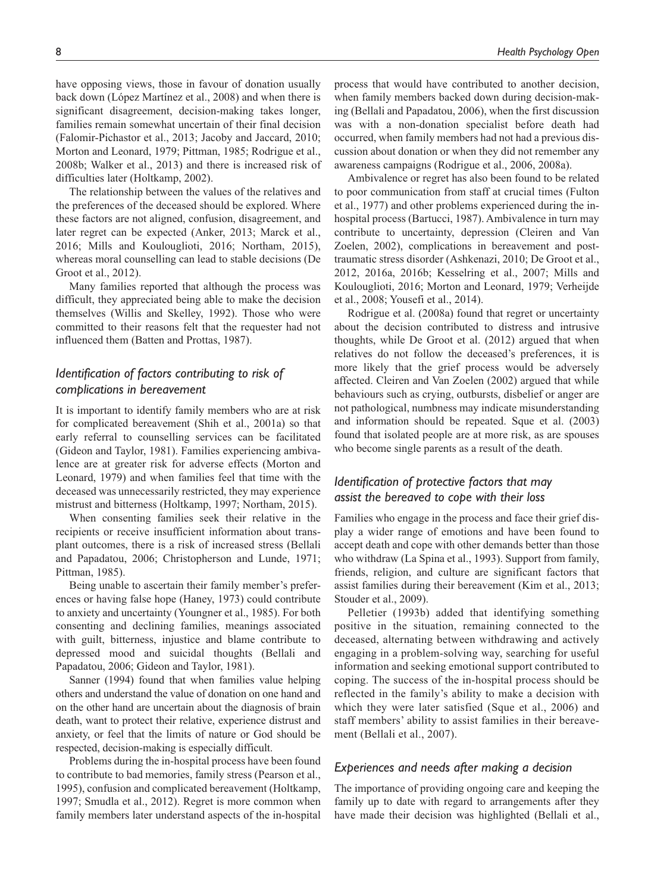have opposing views, those in favour of donation usually back down (López Martínez et al., 2008) and when there is significant disagreement, decision-making takes longer, families remain somewhat uncertain of their final decision (Falomir-Pichastor et al., 2013; Jacoby and Jaccard, 2010; Morton and Leonard, 1979; Pittman, 1985; Rodrigue et al., 2008b; Walker et al., 2013) and there is increased risk of difficulties later (Holtkamp, 2002).

The relationship between the values of the relatives and the preferences of the deceased should be explored. Where these factors are not aligned, confusion, disagreement, and later regret can be expected (Anker, 2013; Marck et al., 2016; Mills and Koulouglioti, 2016; Northam, 2015), whereas moral counselling can lead to stable decisions (De Groot et al., 2012).

Many families reported that although the process was difficult, they appreciated being able to make the decision themselves (Willis and Skelley, 1992). Those who were committed to their reasons felt that the requester had not influenced them (Batten and Prottas, 1987).

### *Identification of factors contributing to risk of complications in bereavement*

It is important to identify family members who are at risk for complicated bereavement (Shih et al., 2001a) so that early referral to counselling services can be facilitated (Gideon and Taylor, 1981). Families experiencing ambivalence are at greater risk for adverse effects (Morton and Leonard, 1979) and when families feel that time with the deceased was unnecessarily restricted, they may experience mistrust and bitterness (Holtkamp, 1997; Northam, 2015).

When consenting families seek their relative in the recipients or receive insufficient information about transplant outcomes, there is a risk of increased stress (Bellali and Papadatou, 2006; Christopherson and Lunde, 1971; Pittman, 1985).

Being unable to ascertain their family member's preferences or having false hope (Haney, 1973) could contribute to anxiety and uncertainty (Youngner et al., 1985). For both consenting and declining families, meanings associated with guilt, bitterness, injustice and blame contribute to depressed mood and suicidal thoughts (Bellali and Papadatou, 2006; Gideon and Taylor, 1981).

Sanner (1994) found that when families value helping others and understand the value of donation on one hand and on the other hand are uncertain about the diagnosis of brain death, want to protect their relative, experience distrust and anxiety, or feel that the limits of nature or God should be respected, decision-making is especially difficult.

Problems during the in-hospital process have been found to contribute to bad memories, family stress (Pearson et al., 1995), confusion and complicated bereavement (Holtkamp, 1997; Smudla et al., 2012). Regret is more common when family members later understand aspects of the in-hospital process that would have contributed to another decision, when family members backed down during decision-making (Bellali and Papadatou, 2006), when the first discussion was with a non-donation specialist before death had occurred, when family members had not had a previous discussion about donation or when they did not remember any awareness campaigns (Rodrigue et al., 2006, 2008a).

Ambivalence or regret has also been found to be related to poor communication from staff at crucial times (Fulton et al., 1977) and other problems experienced during the in-hospital process (Bartucci, 1987). Ambivalence in turn may contribute to uncertainty, depression (Cleiren and Van Zoelen, 2002), complications in bereavement and post-traumatic stress disorder (Ashkenazi, 2010; De Groot et al., 2012, 2016a, 2016b; Kesselring et al., 2007; Mills and Koulouglioti, 2016; Morton and Leonard, 1979; Verheijde et al., 2008; Yousefi et al., 2014).

Rodrigue et al. (2008a) found that regret or uncertainty about the decision contributed to distress and intrusive thoughts, while De Groot et al. (2012) argued that when relatives do not follow the deceased's preferences, it is more likely that the grief process would be adversely affected. Cleiren and Van Zoelen (2002) argued that while behaviours such as crying, outbursts, disbelief or anger are not pathological, numbness may indicate misunderstanding and information should be repeated. Sque et al. (2003) found that isolated people are at more risk, as are spouses who become single parents as a result of the death.

### *Identification of protective factors that may assist the bereaved to cope with their loss*

Families who engage in the process and face their grief display a wider range of emotions and have been found to accept death and cope with other demands better than those who withdraw (La Spina et al., 1993). Support from family, friends, religion, and culture are significant factors that assist families during their bereavement (Kim et al., 2013; Stouder et al., 2009).

Pelletier (1993b) added that identifying something positive in the situation, remaining connected to the deceased, alternating between withdrawing and actively engaging in a problem-solving way, searching for useful information and seeking emotional support contributed to coping. The success of the in-hospital process should be reflected in the family's ability to make a decision with which they were later satisfied (Sque et al., 2006) and staff members' ability to assist families in their bereavement (Bellali et al., 2007).

### *Experiences and needs after making a decision*

The importance of providing ongoing care and keeping the family up to date with regard to arrangements after they have made their decision was highlighted (Bellali et al.,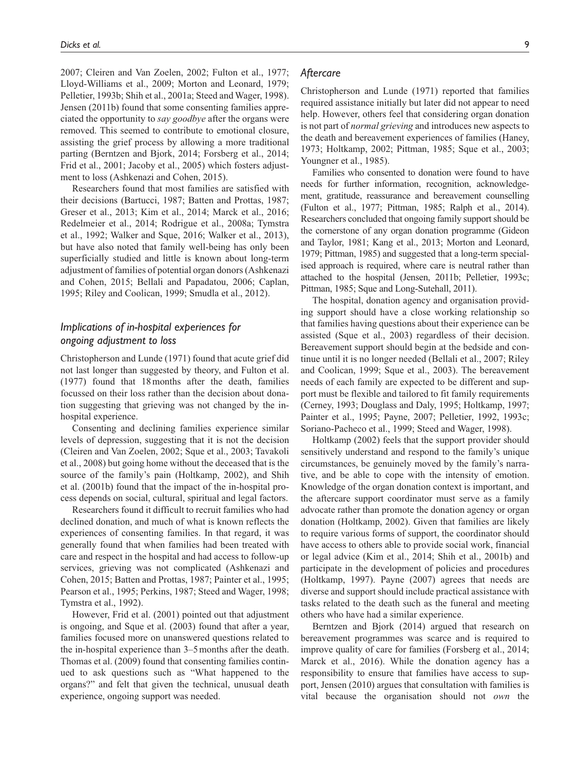2007; Cleiren and Van Zoelen, 2002; Fulton et al., 1977; Lloyd-Williams et al., 2009; Morton and Leonard, 1979; Pelletier, 1993b; Shih et al., 2001a; Steed and Wager, 1998). Jensen (2011b) found that some consenting families appreciated the opportunity to *say goodbye* after the organs were removed. This seemed to contribute to emotional closure, assisting the grief process by allowing a more traditional parting (Berntzen and Bjork, 2014; Forsberg et al., 2014; Frid et al., 2001; Jacoby et al., 2005) which fosters adjustment to loss (Ashkenazi and Cohen, 2015).

Researchers found that most families are satisfied with their decisions (Bartucci, 1987; Batten and Prottas, 1987; Greser et al., 2013; Kim et al., 2014; Marck et al., 2016; Redelmeier et al., 2014; Rodrigue et al., 2008a; Tymstra et al., 1992; Walker and Sque, 2016; Walker et al., 2013), but have also noted that family well-being has only been superficially studied and little is known about long-term adjustment of families of potential organ donors (Ashkenazi and Cohen, 2015; Bellali and Papadatou, 2006; Caplan, 1995; Riley and Coolican, 1999; Smudla et al., 2012).

### *Implications of in-hospital experiences for ongoing adjustment to loss*

Christopherson and Lunde (1971) found that acute grief did not last longer than suggested by theory, and Fulton et al. (1977) found that 18 months after the death, families focussed on their loss rather than the decision about donation suggesting that grieving was not changed by the in-hospital experience.

Consenting and declining families experience similar levels of depression, suggesting that it is not the decision (Cleiren and Van Zoelen, 2002; Sque et al., 2003; Tavakoli et al., 2008) but going home without the deceased that is the source of the family's pain (Holtkamp, 2002), and Shih et al. (2001b) found that the impact of the in-hospital process depends on social, cultural, spiritual and legal factors.

Researchers found it difficult to recruit families who had declined donation, and much of what is known reflects the experiences of consenting families. In that regard, it was generally found that when families had been treated with care and respect in the hospital and had access to follow-up services, grieving was not complicated (Ashkenazi and Cohen, 2015; Batten and Prottas, 1987; Painter et al., 1995; Pearson et al., 1995; Perkins, 1987; Steed and Wager, 1998; Tymstra et al., 1992).

However, Frid et al. (2001) pointed out that adjustment is ongoing, and Sque et al. (2003) found that after a year, families focused more on unanswered questions related to the in-hospital experience than 3–5 months after the death. Thomas et al. (2009) found that consenting families continued to ask questions such as "What happened to the organs?" and felt that given the technical, unusual death experience, ongoing support was needed.

### *Aftercare*

Christopherson and Lunde (1971) reported that families required assistance initially but later did not appear to need help. However, others feel that considering organ donation is not part of *normal grieving* and introduces new aspects to the death and bereavement experiences of families (Haney, 1973; Holtkamp, 2002; Pittman, 1985; Sque et al., 2003; Youngner et al., 1985).

Families who consented to donation were found to have needs for further information, recognition, acknowledgement, gratitude, reassurance and bereavement counselling (Fulton et al., 1977; Pittman, 1985; Ralph et al., 2014). Researchers concluded that ongoing family support should be the cornerstone of any organ donation programme (Gideon and Taylor, 1981; Kang et al., 2013; Morton and Leonard, 1979; Pittman, 1985) and suggested that a long-term specialised approach is required, where care is neutral rather than attached to the hospital (Jensen, 2011b; Pelletier, 1993c; Pittman, 1985; Sque and Long-Sutehall, 2011).

The hospital, donation agency and organisation providing support should have a close working relationship so that families having questions about their experience can be assisted (Sque et al., 2003) regardless of their decision. Bereavement support should begin at the bedside and continue until it is no longer needed (Bellali et al., 2007; Riley and Coolican, 1999; Sque et al., 2003). The bereavement needs of each family are expected to be different and support must be flexible and tailored to fit family requirements (Cerney, 1993; Douglass and Daly, 1995; Holtkamp, 1997; Painter et al., 1995; Payne, 2007; Pelletier, 1992, 1993c; Soriano-Pacheco et al., 1999; Steed and Wager, 1998).

Holtkamp (2002) feels that the support provider should sensitively understand and respond to the family's unique circumstances, be genuinely moved by the family's narrative, and be able to cope with the intensity of emotion. Knowledge of the organ donation context is important, and the aftercare support coordinator must serve as a family advocate rather than promote the donation agency or organ donation (Holtkamp, 2002). Given that families are likely to require various forms of support, the coordinator should have access to others able to provide social work, financial or legal advice (Kim et al., 2014; Shih et al., 2001b) and participate in the development of policies and procedures (Holtkamp, 1997). Payne (2007) agrees that needs are diverse and support should include practical assistance with tasks related to the death such as the funeral and meeting others who have had a similar experience.

Berntzen and Bjork (2014) argued that research on bereavement programmes was scarce and is required to improve quality of care for families (Forsberg et al., 2014; Marck et al., 2016). While the donation agency has a responsibility to ensure that families have access to support, Jensen (2010) argues that consultation with families is vital because the organisation should not *own* the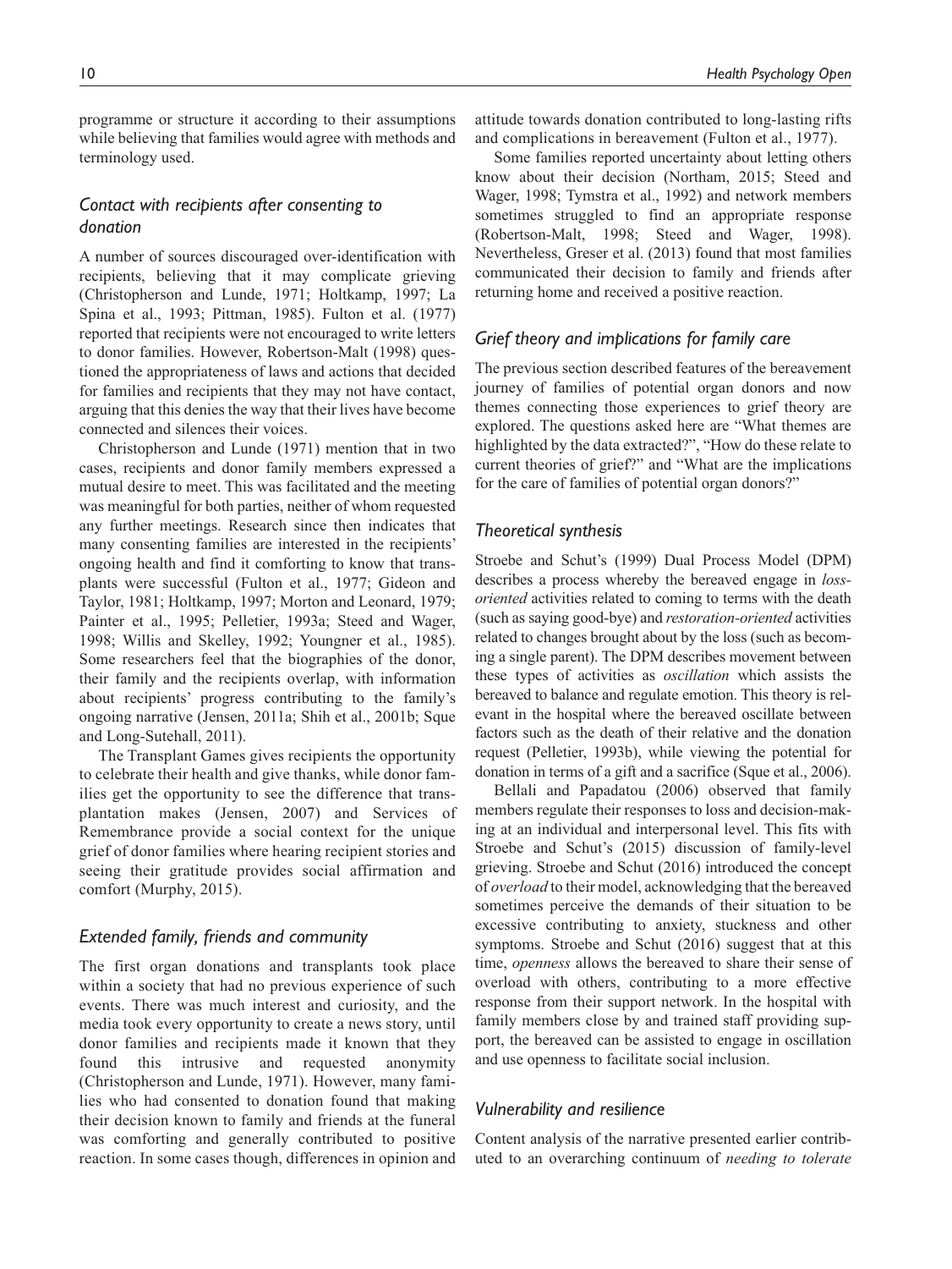programme or structure it according to their assumptions while believing that families would agree with methods and terminology used.

### *Contact with recipients after consenting to donation*

A number of sources discouraged over-identification with recipients, believing that it may complicate grieving (Christopherson and Lunde, 1971; Holtkamp, 1997; La Spina et al., 1993; Pittman, 1985). Fulton et al. (1977) reported that recipients were not encouraged to write letters to donor families. However, Robertson-Malt (1998) questioned the appropriateness of laws and actions that decided for families and recipients that they may not have contact, arguing that this denies the way that their lives have become connected and silences their voices.

Christopherson and Lunde (1971) mention that in two cases, recipients and donor family members expressed a mutual desire to meet. This was facilitated and the meeting was meaningful for both parties, neither of whom requested any further meetings. Research since then indicates that many consenting families are interested in the recipients' ongoing health and find it comforting to know that transplants were successful (Fulton et al., 1977; Gideon and Taylor, 1981; Holtkamp, 1997; Morton and Leonard, 1979; Painter et al., 1995; Pelletier, 1993a; Steed and Wager, 1998; Willis and Skelley, 1992; Youngner et al., 1985). Some researchers feel that the biographies of the donor, their family and the recipients overlap, with information about recipients' progress contributing to the family's ongoing narrative (Jensen, 2011a; Shih et al., 2001b; Sque and Long-Sutehall, 2011).

The Transplant Games gives recipients the opportunity to celebrate their health and give thanks, while donor families get the opportunity to see the difference that transplantation makes (Jensen, 2007) and Services of Remembrance provide a social context for the unique grief of donor families where hearing recipient stories and seeing their gratitude provides social affirmation and comfort (Murphy, 2015).

### *Extended family, friends and community*

The first organ donations and transplants took place within a society that had no previous experience of such events. There was much interest and curiosity, and the media took every opportunity to create a news story, until donor families and recipients made it known that they found this intrusive and requested anonymity (Christopherson and Lunde, 1971). However, many families who had consented to donation found that making their decision known to family and friends at the funeral was comforting and generally contributed to positive reaction. In some cases though, differences in opinion and attitude towards donation contributed to long-lasting rifts and complications in bereavement (Fulton et al., 1977).

Some families reported uncertainty about letting others know about their decision (Northam, 2015; Steed and Wager, 1998; Tymstra et al., 1992) and network members sometimes struggled to find an appropriate response (Robertson-Malt, 1998; Steed and Wager, 1998). Nevertheless, Greser et al. (2013) found that most families communicated their decision to family and friends after returning home and received a positive reaction.

### *Grief theory and implications for family care*

The previous section described features of the bereavement journey of families of potential organ donors and now themes connecting those experiences to grief theory are explored. The questions asked here are "What themes are highlighted by the data extracted?", "How do these relate to current theories of grief?" and "What are the implications for the care of families of potential organ donors?"

### *Theoretical synthesis*

Stroebe and Schut's (1999) Dual Process Model (DPM) describes a process whereby the bereaved engage in *loss-oriented* activities related to coming to terms with the death (such as saying good-bye) and *restoration-oriented* activities related to changes brought about by the loss (such as becoming a single parent). The DPM describes movement between these types of activities as *oscillation* which assists the bereaved to balance and regulate emotion. This theory is relevant in the hospital where the bereaved oscillate between factors such as the death of their relative and the donation request (Pelletier, 1993b), while viewing the potential for donation in terms of a gift and a sacrifice (Sque et al., 2006).

Bellali and Papadatou (2006) observed that family members regulate their responses to loss and decision-making at an individual and interpersonal level. This fits with Stroebe and Schut's (2015) discussion of family-level grieving. Stroebe and Schut (2016) introduced the concept of *overload* to their model, acknowledging that the bereaved sometimes perceive the demands of their situation to be excessive contributing to anxiety, stuckness and other symptoms. Stroebe and Schut (2016) suggest that at this time, *openness* allows the bereaved to share their sense of overload with others, contributing to a more effective response from their support network. In the hospital with family members close by and trained staff providing support, the bereaved can be assisted to engage in oscillation and use openness to facilitate social inclusion.

### *Vulnerability and resilience*

Content analysis of the narrative presented earlier contributed to an overarching continuum of *needing to tolerate*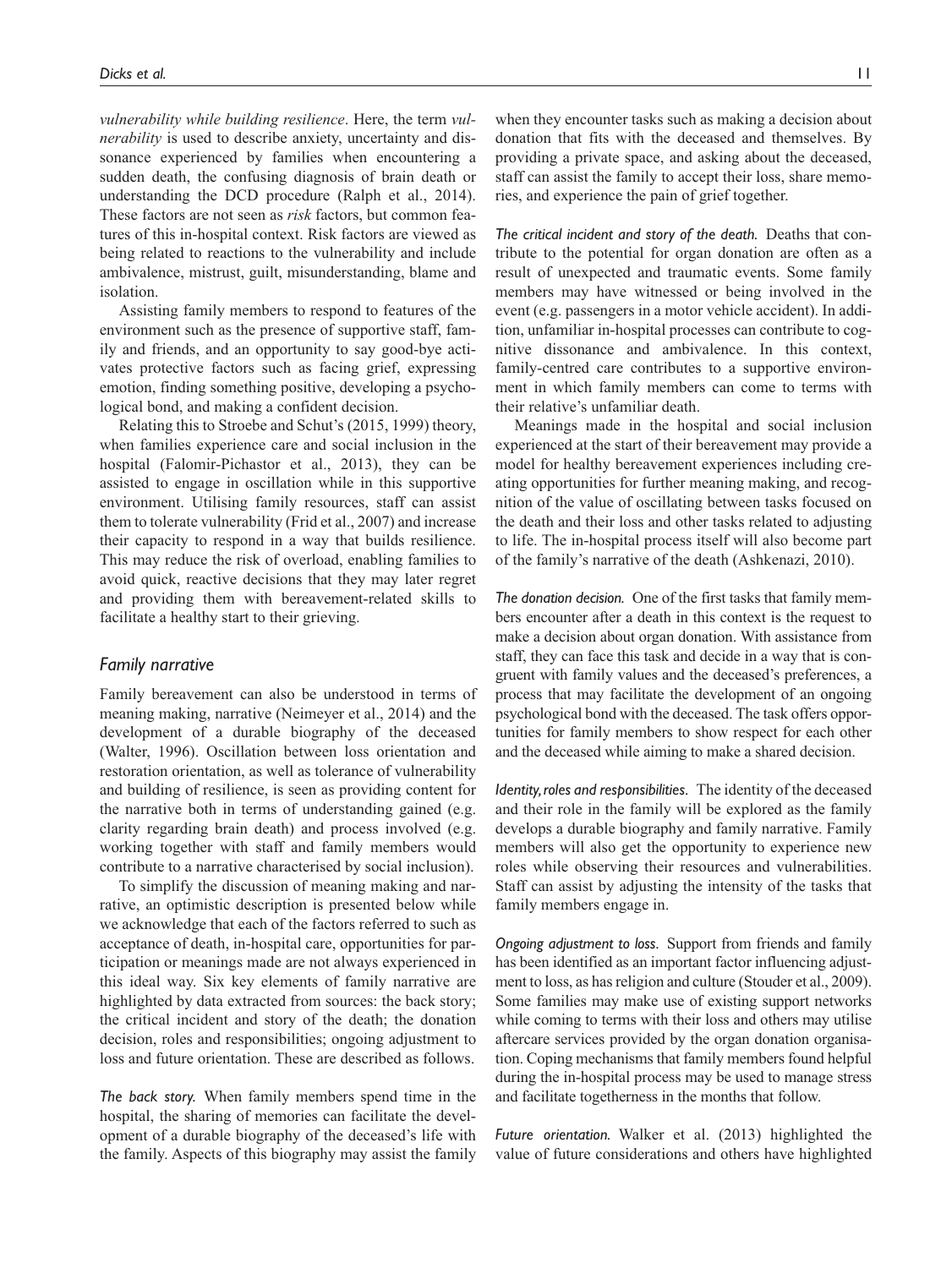*vulnerability while building resilience*. Here, the term *vulnerability* is used to describe anxiety, uncertainty and dissonance experienced by families when encountering a sudden death, the confusing diagnosis of brain death or understanding the DCD procedure (Ralph et al., 2014). These factors are not seen as *risk* factors, but common features of this in-hospital context. Risk factors are viewed as being related to reactions to the vulnerability and include ambivalence, mistrust, guilt, misunderstanding, blame and isolation.

Assisting family members to respond to features of the environment such as the presence of supportive staff, family and friends, and an opportunity to say good-bye activates protective factors such as facing grief, expressing emotion, finding something positive, developing a psychological bond, and making a confident decision.

Relating this to Stroebe and Schut's (2015, 1999) theory, when families experience care and social inclusion in the hospital (Falomir-Pichastor et al., 2013), they can be assisted to engage in oscillation while in this supportive environment. Utilising family resources, staff can assist them to tolerate vulnerability (Frid et al., 2007) and increase their capacity to respond in a way that builds resilience. This may reduce the risk of overload, enabling families to avoid quick, reactive decisions that they may later regret and providing them with bereavement-related skills to facilitate a healthy start to their grieving.

### *Family narrative*

Family bereavement can also be understood in terms of meaning making, narrative (Neimeyer et al., 2014) and the development of a durable biography of the deceased (Walter, 1996). Oscillation between loss orientation and restoration orientation, as well as tolerance of vulnerability and building of resilience, is seen as providing content for the narrative both in terms of understanding gained (e.g. clarity regarding brain death) and process involved (e.g. working together with staff and family members would contribute to a narrative characterised by social inclusion).

To simplify the discussion of meaning making and narrative, an optimistic description is presented below while we acknowledge that each of the factors referred to such as acceptance of death, in-hospital care, opportunities for participation or meanings made are not always experienced in this ideal way. Six key elements of family narrative are highlighted by data extracted from sources: the back story; the critical incident and story of the death; the donation decision, roles and responsibilities; ongoing adjustment to loss and future orientation. These are described as follows.

*The back story.* When family members spend time in the hospital, the sharing of memories can facilitate the development of a durable biography of the deceased's life with the family. Aspects of this biography may assist the family when they encounter tasks such as making a decision about donation that fits with the deceased and themselves. By providing a private space, and asking about the deceased, staff can assist the family to accept their loss, share memories, and experience the pain of grief together.

*The critical incident and story of the death.* Deaths that contribute to the potential for organ donation are often as a result of unexpected and traumatic events. Some family members may have witnessed or being involved in the event (e.g. passengers in a motor vehicle accident). In addition, unfamiliar in-hospital processes can contribute to cognitive dissonance and ambivalence. In this context, family-centred care contributes to a supportive environment in which family members can come to terms with their relative's unfamiliar death.

Meanings made in the hospital and social inclusion experienced at the start of their bereavement may provide a model for healthy bereavement experiences including creating opportunities for further meaning making, and recognition of the value of oscillating between tasks focused on the death and their loss and other tasks related to adjusting to life. The in-hospital process itself will also become part of the family's narrative of the death (Ashkenazi, 2010).

*The donation decision.* One of the first tasks that family members encounter after a death in this context is the request to make a decision about organ donation. With assistance from staff, they can face this task and decide in a way that is congruent with family values and the deceased's preferences, a process that may facilitate the development of an ongoing psychological bond with the deceased. The task offers opportunities for family members to show respect for each other and the deceased while aiming to make a shared decision.

*Identity, roles and responsibilities.* The identity of the deceased and their role in the family will be explored as the family develops a durable biography and family narrative. Family members will also get the opportunity to experience new roles while observing their resources and vulnerabilities. Staff can assist by adjusting the intensity of the tasks that family members engage in.

*Ongoing adjustment to loss.* Support from friends and family has been identified as an important factor influencing adjustment to loss, as has religion and culture (Stouder et al., 2009). Some families may make use of existing support networks while coming to terms with their loss and others may utilise aftercare services provided by the organ donation organisation. Coping mechanisms that family members found helpful during the in-hospital process may be used to manage stress and facilitate togetherness in the months that follow.

*Future orientation.* Walker et al. (2013) highlighted the value of future considerations and others have highlighted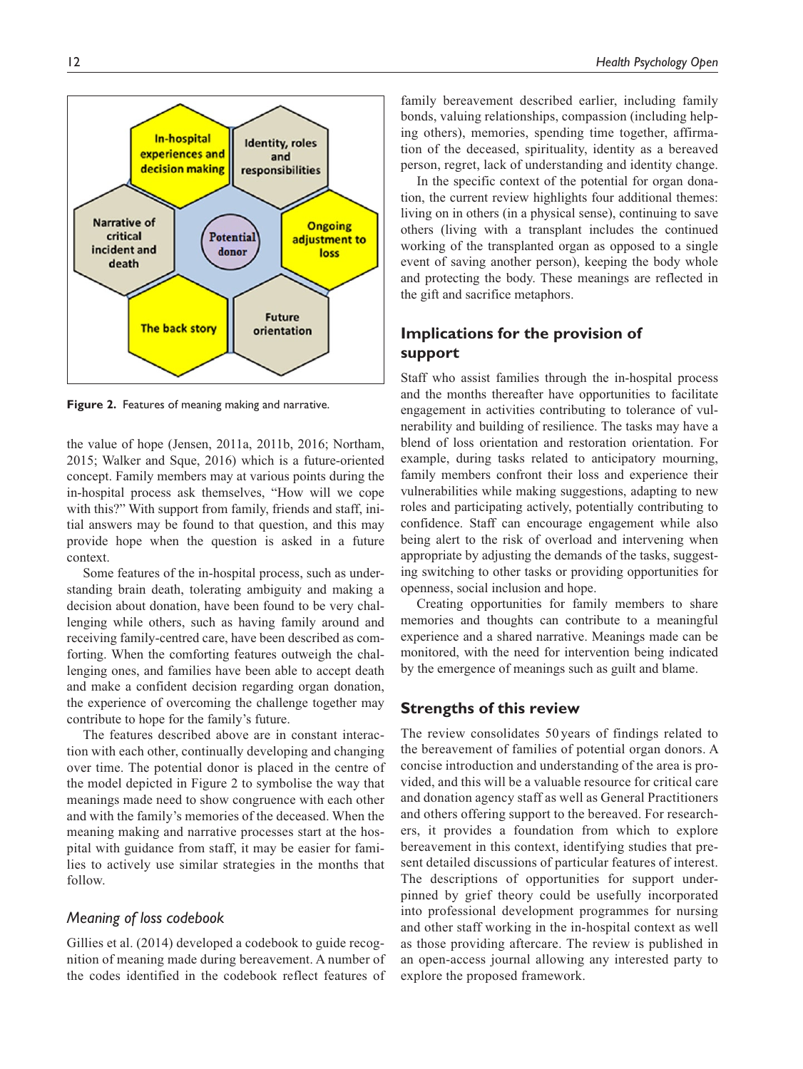Figure 2. Features of meaning making and narrative.

the value of hope (Jensen, 2011a, 2011b, 2016; Northam, 2015; Walker and Sque, 2016) which is a future-oriented concept. Family members may at various points during the in-hospital process ask themselves, "How will we cope with this?" With support from family, friends and staff, initial answers may be found to that question, and this may provide hope when the question is asked in a future context.

Some features of the in-hospital process, such as understanding brain death, tolerating ambiguity and making a decision about donation, have been found to be very challenging while others, such as having family around and receiving family-centred care, have been described as comforting. When the comforting features outweigh the challenging ones, and families have been able to accept death and make a confident decision regarding organ donation, the experience of overcoming the challenge together may contribute to hope for the family's future.

The features described above are in constant interaction with each other, continually developing and changing over time. The potential donor is placed in the centre of the model depicted in Figure 2 to symbolise the way that meanings made need to show congruence with each other and with the family's memories of the deceased. When the meaning making and narrative processes start at the hospital with guidance from staff, it may be easier for families to actively use similar strategies in the months that follow.

### *Meaning of loss codebook*

Gillies et al. (2014) developed a codebook to guide recognition of meaning made during bereavement. A number of the codes identified in the codebook reflect features of family bereavement described earlier, including family bonds, valuing relationships, compassion (including helping others), memories, spending time together, affirmation of the deceased, spirituality, identity as a bereaved person, regret, lack of understanding and identity change.

In the specific context of the potential for organ donation, the current review highlights four additional themes: living on in others (in a physical sense), continuing to save others (living with a transplant includes the continued working of the transplanted organ as opposed to a single event of saving another person), keeping the body whole and protecting the body. These meanings are reflected in the gift and sacrifice metaphors.

## Implications for the provision of support

Staff who assist families through the in-hospital process and the months thereafter have opportunities to facilitate engagement in activities contributing to tolerance of vulnerability and building of resilience. The tasks may have a blend of loss orientation and restoration orientation. For example, during tasks related to anticipatory mourning, family members confront their loss and experience their vulnerabilities while making suggestions, adapting to new roles and participating actively, potentially contributing to confidence. Staff can encourage engagement while also being alert to the risk of overload and intervening when appropriate by adjusting the demands of the tasks, suggesting switching to other tasks or providing opportunities for openness, social inclusion and hope.

Creating opportunities for family members to share memories and thoughts can contribute to a meaningful experience and a shared narrative. Meanings made can be monitored, with the need for intervention being indicated by the emergence of meanings such as guilt and blame.

## Strengths of this review

The review consolidates 50 years of findings related to the bereavement of families of potential organ donors. A concise introduction and understanding of the area is provided, and this will be a valuable resource for critical care and donation agency staff as well as General Practitioners and others offering support to the bereaved. For researchers, it provides a foundation from which to explore bereavement in this context, identifying studies that present detailed discussions of particular features of interest. The descriptions of opportunities for support underpinned by grief theory could be usefully incorporated into professional development programmes for nursing and other staff working in the in-hospital context as well as those providing aftercare. The review is published in an open-access journal allowing any interested party to explore the proposed framework.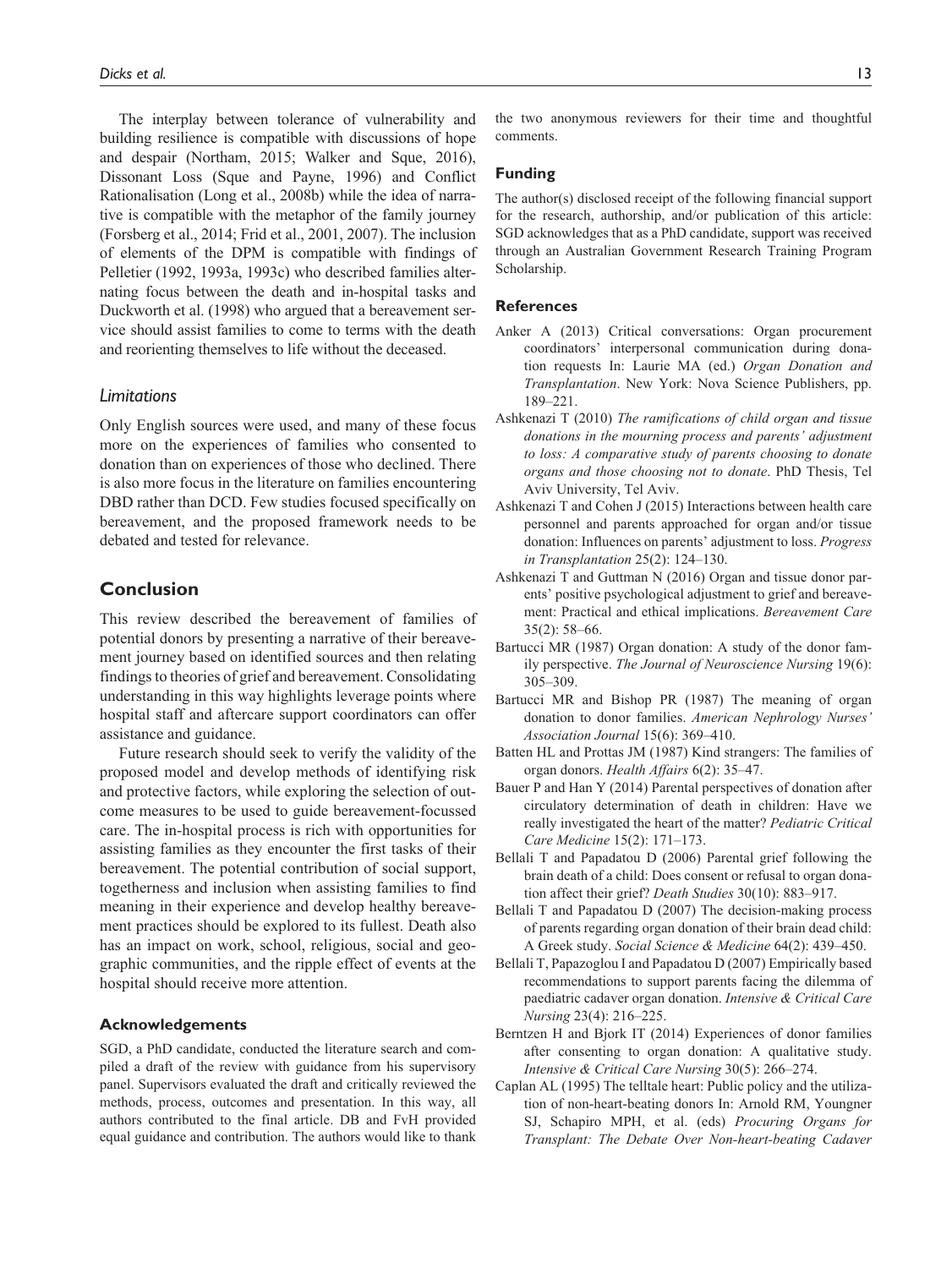The interplay between tolerance of vulnerability and building resilience is compatible with discussions of hope and despair (Northam, 2015; Walker and Sque, 2016), Dissonant Loss (Sque and Payne, 1996) and Conflict Rationalisation (Long et al., 2008b) while the idea of narrative is compatible with the metaphor of the family journey (Forsberg et al., 2014; Frid et al., 2001, 2007). The inclusion of elements of the DPM is compatible with findings of Pelletier (1992, 1993a, 1993c) who described families alternating focus between the death and in-hospital tasks and Duckworth et al. (1998) who argued that a bereavement service should assist families to come to terms with the death and reorienting themselves to life without the deceased.

### *Limitations*

Only English sources were used, and many of these focus more on the experiences of families who consented to donation than on experiences of those who declined. There is also more focus in the literature on families encountering DBD rather than DCD. Few studies focused specifically on bereavement, and the proposed framework needs to be debated and tested for relevance.

## Conclusion

This review described the bereavement of families of potential donors by presenting a narrative of their bereavement journey based on identified sources and then relating findings to theories of grief and bereavement. Consolidating understanding in this way highlights leverage points where hospital staff and aftercare support coordinators can offer assistance and guidance.

Future research should seek to verify the validity of the proposed model and develop methods of identifying risk and protective factors, while exploring the selection of outcome measures to be used to guide bereavement-focussed care. The in-hospital process is rich with opportunities for assisting families as they encounter the first tasks of their bereavement. The potential contribution of social support, togetherness and inclusion when assisting families to find meaning in their experience and develop healthy bereavement practices should be explored to its fullest. Death also has an impact on work, school, religious, social and geographic communities, and the ripple effect of events at the hospital should receive more attention.

### Acknowledgements

SGD, a PhD candidate, conducted the literature search and compiled a draft of the review with guidance from his supervisory panel. Supervisors evaluated the draft and critically reviewed the methods, process, outcomes and presentation. In this way, all authors contributed to the final article. DB and FvH provided equal guidance and contribution. The authors would like to thank the two anonymous reviewers for their time and thoughtful comments.

### Funding

The author(s) disclosed receipt of the following financial support for the research, authorship, and/or publication of this article: SGD acknowledges that as a PhD candidate, support was received through an Australian Government Research Training Program Scholarship.

### References

Anker A (2013) Critical conversations: Organ procurement coordinators' interpersonal communication during donation requests In: Laurie MA (ed.) *Organ Donation and Transplantation*. New York: Nova Science Publishers, pp. 189–221.

Ashkenazi T (2010) *The ramifications of child organ and tissue donations in the mourning process and parents' adjustment to loss: A comparative study of parents choosing to donate organs and those choosing not to donate*. PhD Thesis, Tel Aviv University, Tel Aviv.

Ashkenazi T and Cohen J (2015) Interactions between health care personnel and parents approached for organ and/or tissue donation: Influences on parents' adjustment to loss. *Progress in Transplantation* 25(2): 124–130.

Ashkenazi T and Guttman N (2016) Organ and tissue donor parents' positive psychological adjustment to grief and bereavement: Practical and ethical implications. *Bereavement Care* 35(2): 58–66.

Bartucci MR (1987) Organ donation: A study of the donor family perspective. *The Journal of Neuroscience Nursing* 19(6): 305–309.

Bartucci MR and Bishop PR (1987) The meaning of organ donation to donor families. *American Nephrology Nurses' Association Journal* 15(6): 369–410.

Batten HL and Prottas JM (1987) Kind strangers: The families of organ donors. *Health Affairs* 6(2): 35–47.

Bauer P and Han Y (2014) Parental perspectives of donation after circulatory determination of death in children: Have we really investigated the heart of the matter? *Pediatric Critical Care Medicine* 15(2): 171–173.

Bellali T and Papadatou D (2006) Parental grief following the brain death of a child: Does consent or refusal to organ donation affect their grief? *Death Studies* 30(10): 883–917.

Bellali T and Papadatou D (2007) The decision-making process of parents regarding organ donation of their brain dead child: A Greek study. *Social Science & Medicine* 64(2): 439–450.

Bellali T, Papazoglou I and Papadatou D (2007) Empirically based recommendations to support parents facing the dilemma of paediatric cadaver organ donation. *Intensive & Critical Care Nursing* 23(4): 216–225.

Berntzen H and Bjork IT (2014) Experiences of donor families after consenting to organ donation: A qualitative study. *Intensive & Critical Care Nursing* 30(5): 266–274.

Caplan AL (1995) The telltale heart: Public policy and the utilization of non-heart-beating donors In: Arnold RM, Youngner SJ, Schapiro MPH, et al. (eds) *Procuring Organs for Transplant: The Debate Over Non-heart-beating Cadaver*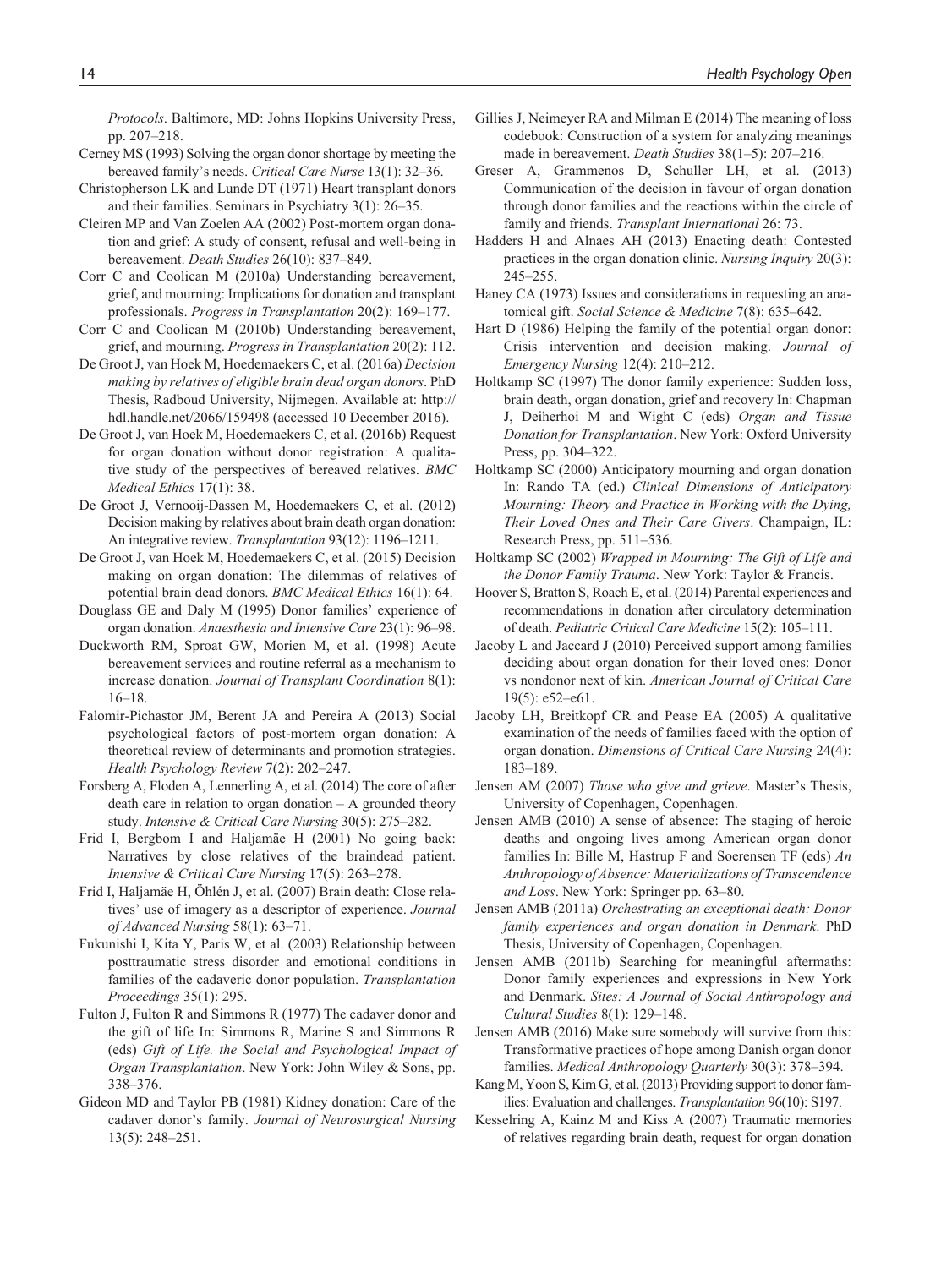*Protocols*. Baltimore, MD: Johns Hopkins University Press, pp. 207–218.

Cerney MS (1993) Solving the organ donor shortage by meeting the bereaved family's needs. *Critical Care Nurse* 13(1): 32–36.

Christopherson LK and Lunde DT (1971) Heart transplant donors and their families. Seminars in Psychiatry 3(1): 26–35.

Cleiren MP and Van Zoelen AA (2002) Post-mortem organ donation and grief: A study of consent, refusal and well-being in bereavement. *Death Studies* 26(10): 837–849.

Corr C and Coolican M (2010a) Understanding bereavement, grief, and mourning: Implications for donation and transplant professionals. *Progress in Transplantation* 20(2): 169–177.

Corr C and Coolican M (2010b) Understanding bereavement, grief, and mourning. *Progress in Transplantation* 20(2): 112.

De Groot J, van Hoek M, Hoedemaekers C, et al. (2016a) *Decision making by relatives of eligible brain dead organ donors*. PhD Thesis, Radboud University, Nijmegen. Available at: http://hdl.handle.net/2066/159498 (accessed 10 December 2016).

De Groot J, van Hoek M, Hoedemaekers C, et al. (2016b) Request for organ donation without donor registration: A qualitative study of the perspectives of bereaved relatives. *BMC Medical Ethics* 17(1): 38.

De Groot J, Vernooij-Dassen M, Hoedemaekers C, et al. (2012) Decision making by relatives about brain death organ donation: An integrative review. *Transplantation* 93(12): 1196–1211.

De Groot J, van Hoek M, Hoedemaekers C, et al. (2015) Decision making on organ donation: The dilemmas of relatives of potential brain dead donors. *BMC Medical Ethics* 16(1): 64.

Douglass GE and Daly M (1995) Donor families' experience of organ donation. *Anaesthesia and Intensive Care* 23(1): 96–98.

Duckworth RM, Sproat GW, Morien M, et al. (1998) Acute bereavement services and routine referral as a mechanism to increase donation. *Journal of Transplant Coordination* 8(1): 16–18.

Falomir-Pichastor JM, Berent JA and Pereira A (2013) Social psychological factors of post-mortem organ donation: A theoretical review of determinants and promotion strategies. *Health Psychology Review* 7(2): 202–247.

Forsberg A, Floden A, Lennerling A, et al. (2014) The core of after death care in relation to organ donation – A grounded theory study. *Intensive & Critical Care Nursing* 30(5): 275–282.

Frid I, Bergbom I and Haljamäe H (2001) No going back: Narratives by close relatives of the braindead patient. *Intensive & Critical Care Nursing* 17(5): 263–278.

Frid I, Haljamäe H, Öhlén J, et al. (2007) Brain death: Close relatives' use of imagery as a descriptor of experience. *Journal of Advanced Nursing* 58(1): 63–71.

Fukunishi I, Kita Y, Paris W, et al. (2003) Relationship between posttraumatic stress disorder and emotional conditions in families of the cadaveric donor population. *Transplantation Proceedings* 35(1): 295.

Fulton J, Fulton R and Simmons R (1977) The cadaver donor and the gift of life In: Simmons R, Marine S and Simmons R (eds) *Gift of Life. the Social and Psychological Impact of Organ Transplantation*. New York: John Wiley & Sons, pp. 338–376.

Gideon MD and Taylor PB (1981) Kidney donation: Care of the cadaver donor's family. *Journal of Neurosurgical Nursing* 13(5): 248–251.

Gillies J, Neimeyer RA and Milman E (2014) The meaning of loss codebook: Construction of a system for analyzing meanings made in bereavement. *Death Studies* 38(1–5): 207–216.

Greser A, Grammenos D, Schuller LH, et al. (2013) Communication of the decision in favour of organ donation through donor families and the reactions within the circle of family and friends. *Transplant International* 26: 73.

Hadders H and Alnaes AH (2013) Enacting death: Contested practices in the organ donation clinic. *Nursing Inquiry* 20(3): 245–255.

Haney CA (1973) Issues and considerations in requesting an anatomical gift. *Social Science & Medicine* 7(8): 635–642.

Hart D (1986) Helping the family of the potential organ donor: Crisis intervention and decision making. *Journal of Emergency Nursing* 12(4): 210–212.

Holtkamp SC (1997) The donor family experience: Sudden loss, brain death, organ donation, grief and recovery In: Chapman J, Deiherhoi M and Wight C (eds) *Organ and Tissue Donation for Transplantation*. New York: Oxford University Press, pp. 304–322.

Holtkamp SC (2000) Anticipatory mourning and organ donation In: Rando TA (ed.) *Clinical Dimensions of Anticipatory Mourning: Theory and Practice in Working with the Dying, Their Loved Ones and Their Care Givers*. Champaign, IL: Research Press, pp. 511–536.

Holtkamp SC (2002) *Wrapped in Mourning: The Gift of Life and the Donor Family Trauma*. New York: Taylor & Francis.

Hoover S, Bratton S, Roach E, et al. (2014) Parental experiences and recommendations in donation after circulatory determination of death. *Pediatric Critical Care Medicine* 15(2): 105–111.

Jacoby L and Jaccard J (2010) Perceived support among families deciding about organ donation for their loved ones: Donor vs nondonor next of kin. *American Journal of Critical Care* 19(5): e52–e61.

Jacoby LH, Breitkopf CR and Pease EA (2005) A qualitative examination of the needs of families faced with the option of organ donation. *Dimensions of Critical Care Nursing* 24(4): 183–189.

Jensen AM (2007) *Those who give and grieve*. Master's Thesis, University of Copenhagen, Copenhagen.

Jensen AMB (2010) A sense of absence: The staging of heroic deaths and ongoing lives among American organ donor families In: Bille M, Hastrup F and Soerensen TF (eds) *An Anthropology of Absence: Materializations of Transcendence and Loss*. New York: Springer pp. 63–80.

Jensen AMB (2011a) *Orchestrating an exceptional death: Donor family experiences and organ donation in Denmark*. PhD Thesis, University of Copenhagen, Copenhagen.

Jensen AMB (2011b) Searching for meaningful aftermaths: Donor family experiences and expressions in New York and Denmark. *Sites: A Journal of Social Anthropology and Cultural Studies* 8(1): 129–148.

Jensen AMB (2016) Make sure somebody will survive from this: Transformative practices of hope among Danish organ donor families. *Medical Anthropology Quarterly* 30(3): 378–394.

Kang M, Yoon S, Kim G, et al. (2013) Providing support to donor families: Evaluation and challenges. *Transplantation* 96(10): S197.

Kesselring A, Kainz M and Kiss A (2007) Traumatic memories of relatives regarding brain death, request for organ donation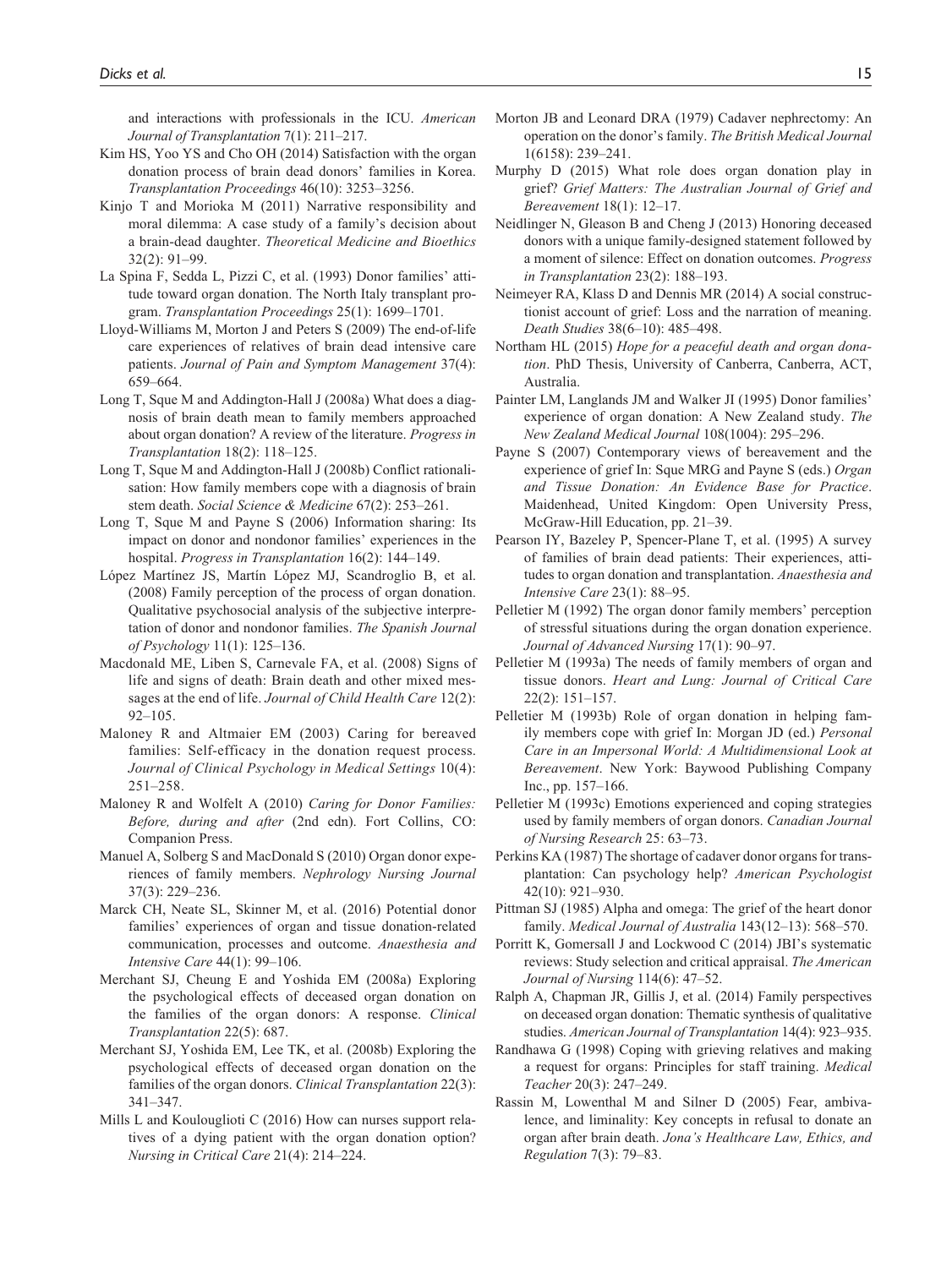and interactions with professionals in the ICU. *American Journal of Transplantation* 7(1): 211–217.

Kim HS, Yoo YS and Cho OH (2014) Satisfaction with the organ donation process of brain dead donors' families in Korea. *Transplantation Proceedings* 46(10): 3253–3256.

Kinjo T and Morioka M (2011) Narrative responsibility and moral dilemma: A case study of a family's decision about a brain-dead daughter. *Theoretical Medicine and Bioethics* 32(2): 91–99.

La Spina F, Sedda L, Pizzi C, et al. (1993) Donor families' attitude toward organ donation. The North Italy transplant program. *Transplantation Proceedings* 25(1): 1699–1701.

Lloyd-Williams M, Morton J and Peters S (2009) The end-of-life care experiences of relatives of brain dead intensive care patients. *Journal of Pain and Symptom Management* 37(4): 659–664.

Long T, Sque M and Addington-Hall J (2008a) What does a diagnosis of brain death mean to family members approached about organ donation? A review of the literature. *Progress in Transplantation* 18(2): 118–125.

Long T, Sque M and Addington-Hall J (2008b) Conflict rationalisation: How family members cope with a diagnosis of brain stem death. *Social Science & Medicine* 67(2): 253–261.

Long T, Sque M and Payne S (2006) Information sharing: Its impact on donor and nondonor families' experiences in the hospital. *Progress in Transplantation* 16(2): 144–149.

López Martínez JS, Martín López MJ, Scandroglio B, et al. (2008) Family perception of the process of organ donation. Qualitative psychosocial analysis of the subjective interpretation of donor and nondonor families. *The Spanish Journal of Psychology* 11(1): 125–136.

Macdonald ME, Liben S, Carnevale FA, et al. (2008) Signs of life and signs of death: Brain death and other mixed messages at the end of life. *Journal of Child Health Care* 12(2): 92–105.

Maloney R and Altmaier EM (2003) Caring for bereaved families: Self-efficacy in the donation request process. *Journal of Clinical Psychology in Medical Settings* 10(4): 251–258.

Maloney R and Wolfelt A (2010) *Caring for Donor Families: Before, during and after* (2nd edn). Fort Collins, CO: Companion Press.

Manuel A, Solberg S and MacDonald S (2010) Organ donor experiences of family members. *Nephrology Nursing Journal* 37(3): 229–236.

Marck CH, Neate SL, Skinner M, et al. (2016) Potential donor families' experiences of organ and tissue donation-related communication, processes and outcome. *Anaesthesia and Intensive Care* 44(1): 99–106.

Merchant SJ, Cheung E and Yoshida EM (2008a) Exploring the psychological effects of deceased organ donation on the families of the organ donors: A response. *Clinical Transplantation* 22(5): 687.

Merchant SJ, Yoshida EM, Lee TK, et al. (2008b) Exploring the psychological effects of deceased organ donation on the families of the organ donors. *Clinical Transplantation* 22(3): 341–347.

Mills L and Koulouglioti C (2016) How can nurses support relatives of a dying patient with the organ donation option? *Nursing in Critical Care* 21(4): 214–224.

Morton JB and Leonard DRA (1979) Cadaver nephrectomy: An operation on the donor's family. *The British Medical Journal* 1(6158): 239–241.

Murphy D (2015) What role does organ donation play in grief? *Grief Matters: The Australian Journal of Grief and Bereavement* 18(1): 12–17.

Neidlinger N, Gleason B and Cheng J (2013) Honoring deceased donors with a unique family-designed statement followed by a moment of silence: Effect on donation outcomes. *Progress in Transplantation* 23(2): 188–193.

Neimeyer RA, Klass D and Dennis MR (2014) A social constructionist account of grief: Loss and the narration of meaning. *Death Studies* 38(6–10): 485–498.

Northam HL (2015) *Hope for a peaceful death and organ donation*. PhD Thesis, University of Canberra, Canberra, ACT, Australia.

Painter LM, Langlands JM and Walker JI (1995) Donor families' experience of organ donation: A New Zealand study. *The New Zealand Medical Journal* 108(1004): 295–296.

Payne S (2007) Contemporary views of bereavement and the experience of grief In: Sque MRG and Payne S (eds.) *Organ and Tissue Donation: An Evidence Base for Practice*. Maidenhead, United Kingdom: Open University Press, McGraw-Hill Education, pp. 21–39.

Pearson IY, Bazeley P, Spencer-Plane T, et al. (1995) A survey of families of brain dead patients: Their experiences, attitudes to organ donation and transplantation. *Anaesthesia and Intensive Care* 23(1): 88–95.

Pelletier M (1992) The organ donor family members' perception of stressful situations during the organ donation experience. *Journal of Advanced Nursing* 17(1): 90–97.

Pelletier M (1993a) The needs of family members of organ and tissue donors. *Heart and Lung: Journal of Critical Care* 22(2): 151–157.

Pelletier M (1993b) Role of organ donation in helping family members cope with grief In: Morgan JD (ed.) *Personal Care in an Impersonal World: A Multidimensional Look at Bereavement*. New York: Baywood Publishing Company Inc., pp. 157–166.

Pelletier M (1993c) Emotions experienced and coping strategies used by family members of organ donors. *Canadian Journal of Nursing Research* 25: 63–73.

Perkins KA (1987) The shortage of cadaver donor organs for transplantation: Can psychology help? *American Psychologist* 42(10): 921–930.

Pittman SJ (1985) Alpha and omega: The grief of the heart donor family. *Medical Journal of Australia* 143(12–13): 568–570.

Porritt K, Gomersall J and Lockwood C (2014) JBI's systematic reviews: Study selection and critical appraisal. *The American Journal of Nursing* 114(6): 47–52.

Ralph A, Chapman JR, Gillis J, et al. (2014) Family perspectives on deceased organ donation: Thematic synthesis of qualitative studies. *American Journal of Transplantation* 14(4): 923–935.

Randhawa G (1998) Coping with grieving relatives and making a request for organs: Principles for staff training. *Medical Teacher* 20(3): 247–249.

Rassin M, Lowenthal M and Silner D (2005) Fear, ambivalence, and liminality: Key concepts in refusal to donate an organ after brain death. *Jona's Healthcare Law, Ethics, and Regulation* 7(3): 79–83.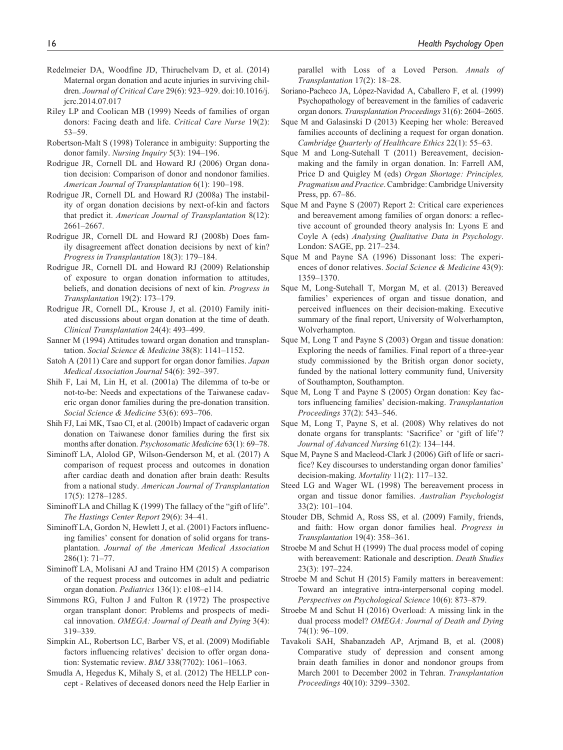Redelmeier DA, Woodfine JD, Thiruchelvam D, et al. (2014) Maternal organ donation and acute injuries in surviving children. *Journal of Critical Care* 29(6): 923–929. doi:10.1016/j.jcrc.2014.07.017

Riley LP and Coolican MB (1999) Needs of families of organ donors: Facing death and life. *Critical Care Nurse* 19(2): 53–59.

Robertson-Malt S (1998) Tolerance in ambiguity: Supporting the donor family. *Nursing Inquiry* 5(3): 194–196.

Rodrigue JR, Cornell DL and Howard RJ (2006) Organ donation decision: Comparison of donor and nondonor families. *American Journal of Transplantation* 6(1): 190–198.

Rodrigue JR, Cornell DL and Howard RJ (2008a) The instability of organ donation decisions by next-of-kin and factors that predict it. *American Journal of Transplantation* 8(12): 2661–2667.

Rodrigue JR, Cornell DL and Howard RJ (2008b) Does family disagreement affect donation decisions by next of kin? *Progress in Transplantation* 18(3): 179–184.

Rodrigue JR, Cornell DL and Howard RJ (2009) Relationship of exposure to organ donation information to attitudes, beliefs, and donation decisions of next of kin. *Progress in Transplantation* 19(2): 173–179.

Rodrigue JR, Cornell DL, Krouse J, et al. (2010) Family initiated discussions about organ donation at the time of death. *Clinical Transplantation* 24(4): 493–499.

Sanner M (1994) Attitudes toward organ donation and transplantation. *Social Science & Medicine* 38(8): 1141–1152.

Satoh A (2011) Care and support for organ donor families. *Japan Medical Association Journal* 54(6): 392–397.

Shih F, Lai M, Lin H, et al. (2001a) The dilemma of to-be or not-to-be: Needs and expectations of the Taiwanese cadaveric organ donor families during the pre-donation transition. *Social Science & Medicine* 53(6): 693–706.

Shih FJ, Lai MK, Tsao CI, et al. (2001b) Impact of cadaveric organ donation on Taiwanese donor families during the first six months after donation. *Psychosomatic Medicine* 63(1): 69–78.

Siminoff LA, Alolod GP, Wilson-Genderson M, et al. (2017) A comparison of request process and outcomes in donation after cardiac death and donation after brain death: Results from a national study. *American Journal of Transplantation* 17(5): 1278–1285.

Siminoff LA and Chillag K (1999) The fallacy of the "gift of life". *The Hastings Center Report* 29(6): 34–41.

Siminoff LA, Gordon N, Hewlett J, et al. (2001) Factors influencing families' consent for donation of solid organs for transplantation. *Journal of the American Medical Association* 286(1): 71–77.

Siminoff LA, Molisani AJ and Traino HM (2015) A comparison of the request process and outcomes in adult and pediatric organ donation. *Pediatrics* 136(1): e108–e114.

Simmons RG, Fulton J and Fulton R (1972) The prospective organ transplant donor: Problems and prospects of medical innovation. *OMEGA: Journal of Death and Dying* 3(4): 319–339.

Simpkin AL, Robertson LC, Barber VS, et al. (2009) Modifiable factors influencing relatives' decision to offer organ donation: Systematic review. *BMJ* 338(7702): 1061–1063.

Smudla A, Hegedus K, Mihaly S, et al. (2012) The HELLP concept - Relatives of deceased donors need the Help Earlier in parallel with Loss of a Loved Person. *Annals of Transplantation* 17(2): 18–28.

Soriano-Pacheco JA, López-Navidad A, Caballero F, et al. (1999) Psychopathology of bereavement in the families of cadaveric organ donors. *Transplantation Proceedings* 31(6): 2604–2605.

Sque M and Galasinski D (2013) Keeping her whole: Bereaved families accounts of declining a request for organ donation. *Cambridge Quarterly of Healthcare Ethics* 22(1): 55–63.

Sque M and Long-Sutehall T (2011) Bereavement, decision-making and the family in organ donation. In: Farrell AM, Price D and Quigley M (eds) *Organ Shortage: Principles, Pragmatism and Practice*. Cambridge: Cambridge University Press, pp. 67–86.

Sque M and Payne S (2007) Report 2: Critical care experiences and bereavement among families of organ donors: a reflective account of grounded theory analysis In: Lyons E and Coyle A (eds) *Analysing Qualitative Data in Psychology*. London: SAGE, pp. 217–234.

Sque M and Payne SA (1996) Dissonant loss: The experiences of donor relatives. *Social Science & Medicine* 43(9): 1359–1370.

Sque M, Long-Sutehall T, Morgan M, et al. (2013) Bereaved families' experiences of organ and tissue donation, and perceived influences on their decision-making. Executive summary of the final report, University of Wolverhampton, Wolverhampton.

Sque M, Long T and Payne S (2003) Organ and tissue donation: Exploring the needs of families. Final report of a three-year study commissioned by the British organ donor society, funded by the national lottery community fund, University of Southampton, Southampton.

Sque M, Long T and Payne S (2005) Organ donation: Key factors influencing families' decision-making. *Transplantation Proceedings* 37(2): 543–546.

Sque M, Long T, Payne S, et al. (2008) Why relatives do not donate organs for transplants: 'Sacrifice' or 'gift of life'? *Journal of Advanced Nursing* 61(2): 134–144.

Sque M, Payne S and Macleod-Clark J (2006) Gift of life or sacrifice? Key discourses to understanding organ donor families' decision-making. *Mortality* 11(2): 117–132.

Steed LG and Wager WL (1998) The bereavement process in organ and tissue donor families. *Australian Psychologist* 33(2): 101–104.

Stouder DB, Schmid A, Ross SS, et al. (2009) Family, friends, and faith: How organ donor families heal. *Progress in Transplantation* 19(4): 358–361.

Stroebe M and Schut H (1999) The dual process model of coping with bereavement: Rationale and description. *Death Studies* 23(3): 197–224.

Stroebe M and Schut H (2015) Family matters in bereavement: Toward an integrative intra-interpersonal coping model. *Perspectives on Psychological Science* 10(6): 873–879.

Stroebe M and Schut H (2016) Overload: A missing link in the dual process model? *OMEGA: Journal of Death and Dying* 74(1): 96–109.

Tavakoli SAH, Shabanzadeh AP, Arjmand B, et al. (2008) Comparative study of depression and consent among brain death families in donor and nondonor groups from March 2001 to December 2002 in Tehran. *Transplantation Proceedings* 40(10): 3299–3302.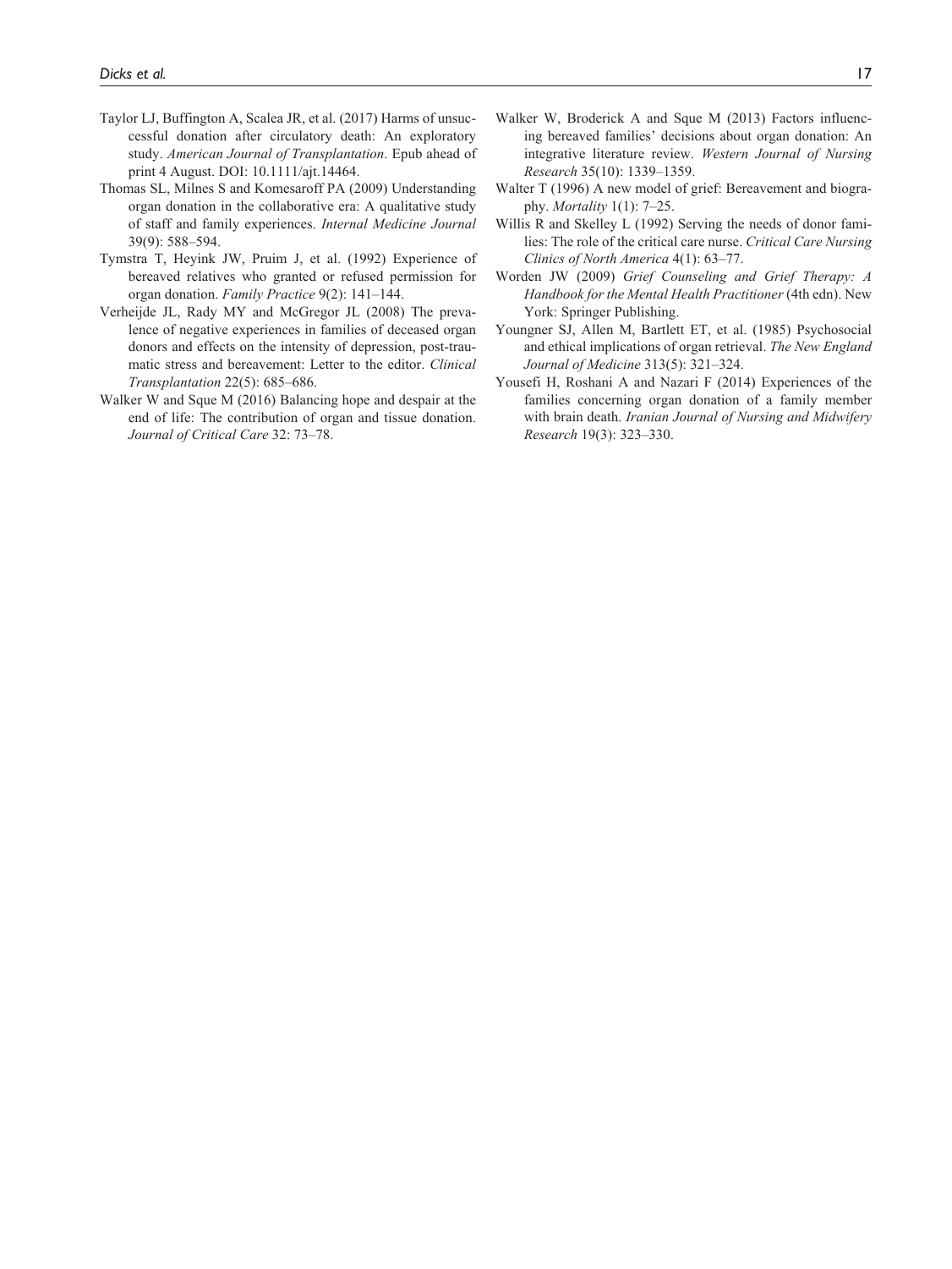Taylor LJ, Buffington A, Scalea JR, et al. (2017) Harms of unsuccessful donation after circulatory death: An exploratory study. *American Journal of Transplantation*. Epub ahead of print 4 August. DOI: 10.1111/ajt.14464.

Thomas SL, Milnes S and Komesaroff PA (2009) Understanding organ donation in the collaborative era: A qualitative study of staff and family experiences. *Internal Medicine Journal* 39(9): 588–594.

Tymstra T, Heyink JW, Pruim J, et al. (1992) Experience of bereaved relatives who granted or refused permission for organ donation. *Family Practice* 9(2): 141–144.

Verheijde JL, Rady MY and McGregor JL (2008) The prevalence of negative experiences in families of deceased organ donors and effects on the intensity of depression, post-traumatic stress and bereavement: Letter to the editor. *Clinical Transplantation* 22(5): 685–686.

Walker W and Sque M (2016) Balancing hope and despair at the end of life: The contribution of organ and tissue donation. *Journal of Critical Care* 32: 73–78.

Walker W, Broderick A and Sque M (2013) Factors influencing bereaved families' decisions about organ donation: An integrative literature review. *Western Journal of Nursing Research* 35(10): 1339–1359.

Walter T (1996) A new model of grief: Bereavement and biography. *Mortality* 1(1): 7–25.

Willis R and Skelley L (1992) Serving the needs of donor families: The role of the critical care nurse. *Critical Care Nursing Clinics of North America* 4(1): 63–77.

Worden JW (2009) *Grief Counseling and Grief Therapy: A Handbook for the Mental Health Practitioner* (4th edn). New York: Springer Publishing.

Youngner SJ, Allen M, Bartlett ET, et al. (1985) Psychosocial and ethical implications of organ retrieval. *The New England Journal of Medicine* 313(5): 321–324.

Yousefi H, Roshani A and Nazari F (2014) Experiences of the families concerning organ donation of a family member with brain death. *Iranian Journal of Nursing and Midwifery Research* 19(3): 323–330.